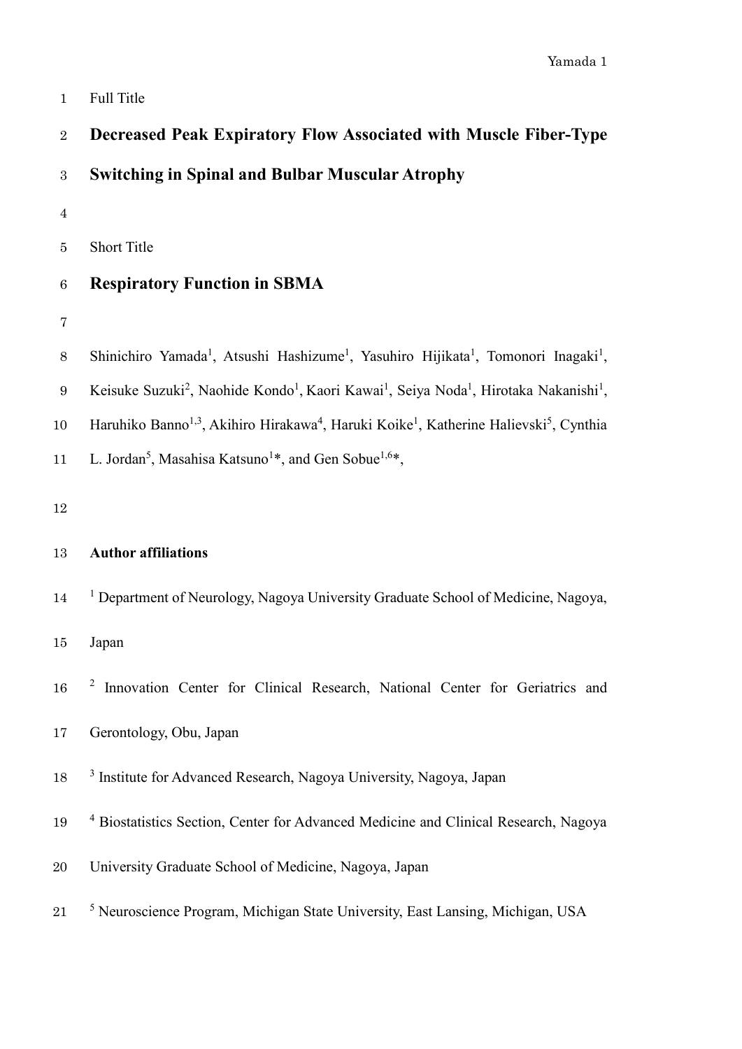Full Title

# Decreased Peak Expiratory Flow Associated with Muscle Fiber-Type Switching in Spinal and Bulbar Muscular Atrophy

Short Title

## Respiratory Function in SBMA

Shinichiro Yamada[1], Atsushi Hashizume[1], Yasuhiro Hijikata[1], Tomonori Inagaki[1], Keisuke Suzuki[2], Naohide Kondo[1], Kaori Kawai[1], Seiya Noda[1], Hirotaka Nakanishi[1], Haruhiko Banno[1,3], Akihiro Hirakawa[4], Haruki Koike[1], Katherine Halievski[5], Cynthia L. Jordan[5], Masahisa Katsuno[1]*, and Gen Sobue[1,6]*,

**Author affiliations**

[1] Department of Neurology, Nagoya University Graduate School of Medicine, Nagoya, Japan

[2] Innovation Center for Clinical Research, National Center for Geriatrics and Gerontology, Obu, Japan

[3] Institute for Advanced Research, Nagoya University, Nagoya, Japan

[4] Biostatistics Section, Center for Advanced Medicine and Clinical Research, Nagoya University Graduate School of Medicine, Nagoya, Japan

[5] Neuroscience Program, Michigan State University, East Lansing, Michigan, USA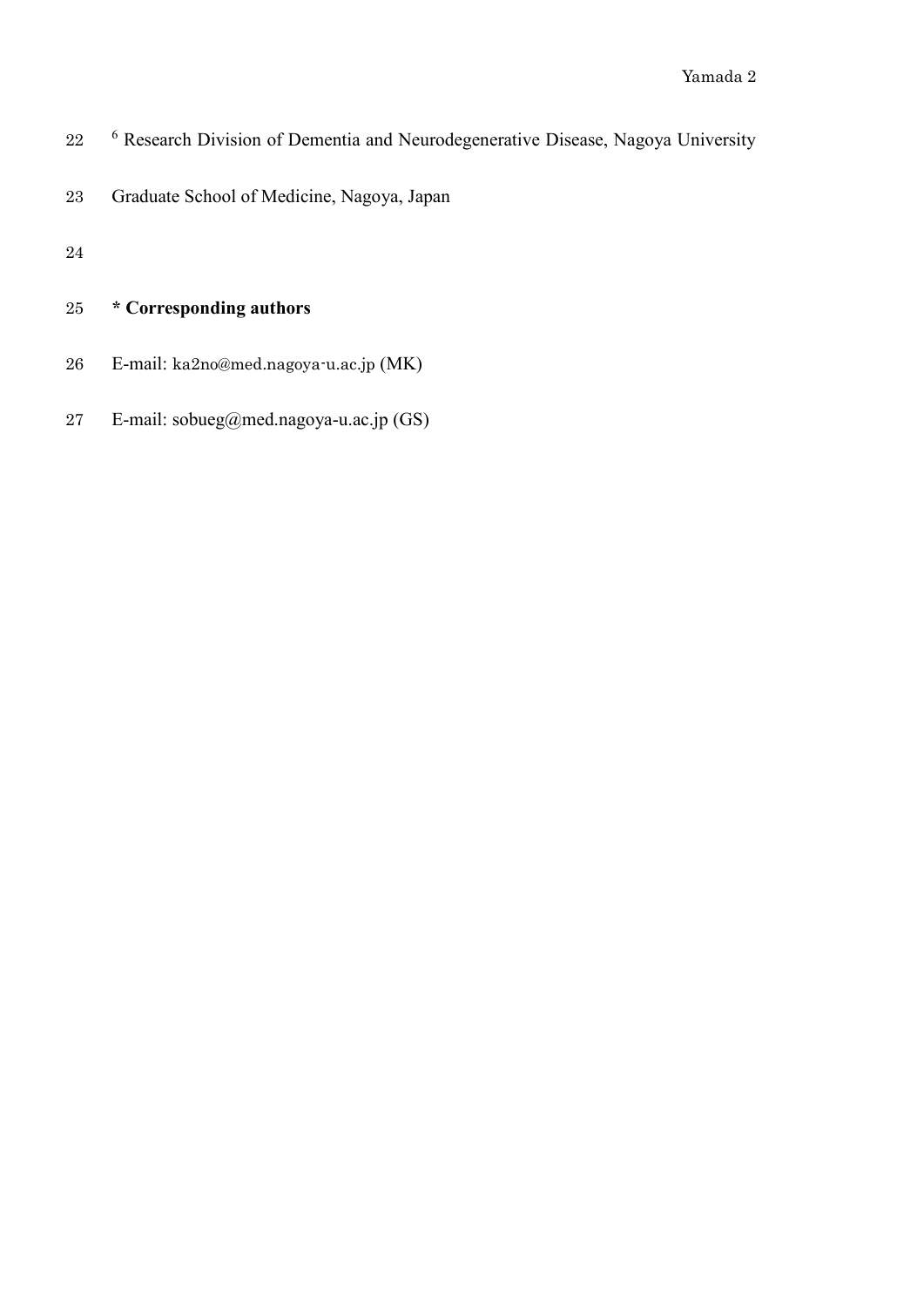[6] Research Division of Dementia and Neurodegenerative Disease, Nagoya University Graduate School of Medicine, Nagoya, Japan

**\* Corresponding authors**

E-mail: ka2no@med.nagoya-u.ac.jp (MK)

E-mail: sobueg@med.nagoya-u.ac.jp (GS)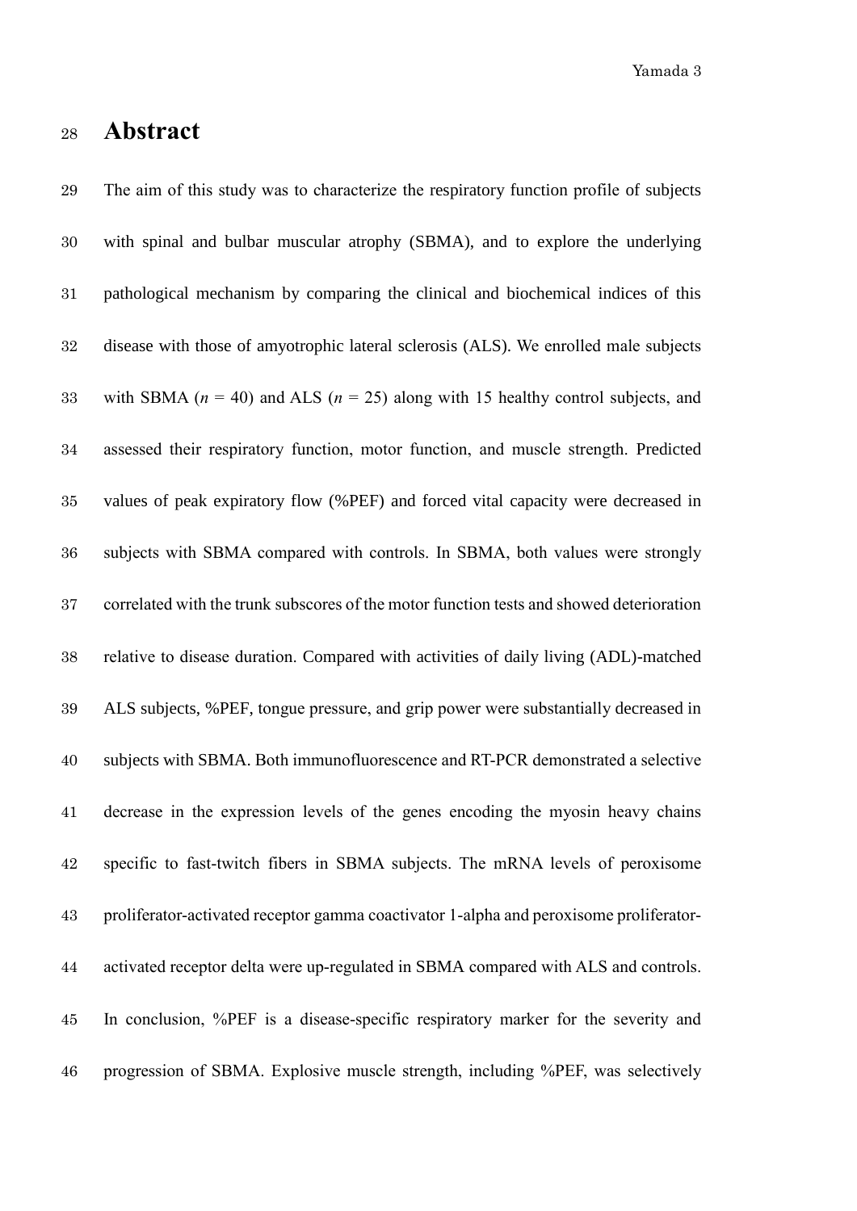# Abstract

The aim of this study was to characterize the respiratory function profile of subjects with spinal and bulbar muscular atrophy (SBMA), and to explore the underlying pathological mechanism by comparing the clinical and biochemical indices of this disease with those of amyotrophic lateral sclerosis (ALS). We enrolled male subjects with SBMA ($n$ = 40) and ALS ($n$ = 25) along with 15 healthy control subjects, and assessed their respiratory function, motor function, and muscle strength. Predicted values of peak expiratory flow (%PEF) and forced vital capacity were decreased in subjects with SBMA compared with controls. In SBMA, both values were strongly correlated with the trunk subscores of the motor function tests and showed deterioration relative to disease duration. Compared with activities of daily living (ADL)-matched ALS subjects, %PEF, tongue pressure, and grip power were substantially decreased in subjects with SBMA. Both immunofluorescence and RT-PCR demonstrated a selective decrease in the expression levels of the genes encoding the myosin heavy chains specific to fast-twitch fibers in SBMA subjects. The mRNA levels of peroxisome proliferator-activated receptor gamma coactivator 1-alpha and peroxisome proliferator-activated receptor delta were up-regulated in SBMA compared with ALS and controls. In conclusion, %PEF is a disease-specific respiratory marker for the severity and progression of SBMA. Explosive muscle strength, including %PEF, was selectively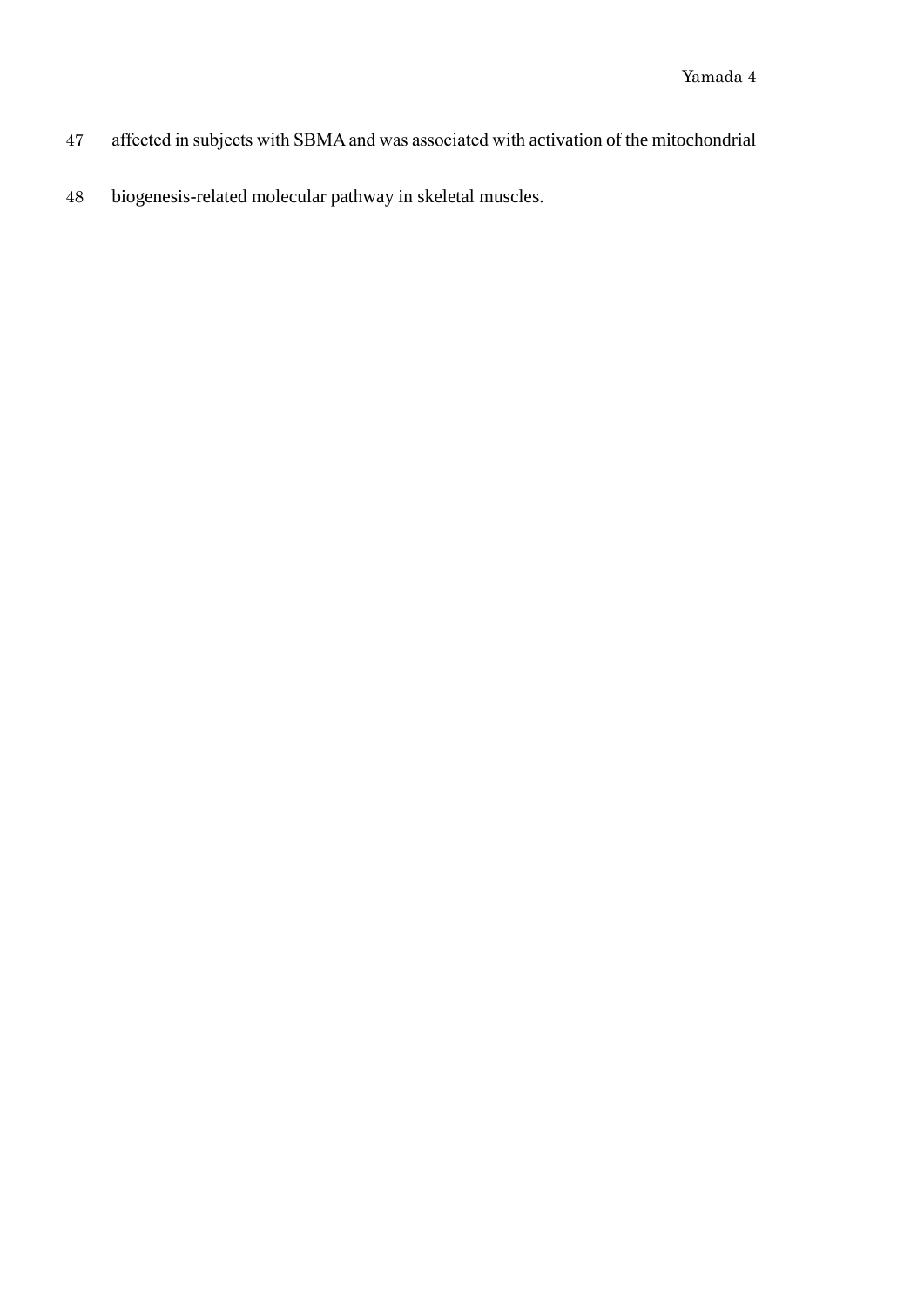affected in subjects with SBMA and was associated with activation of the mitochondrial biogenesis-related molecular pathway in skeletal muscles.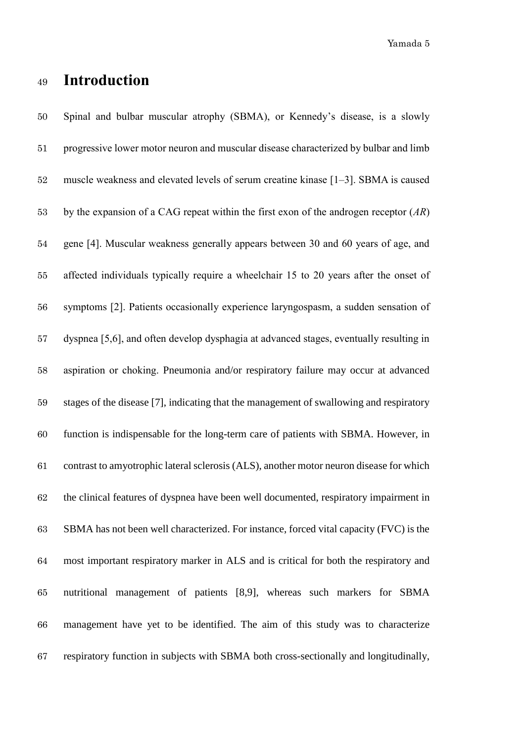# Introduction

Spinal and bulbar muscular atrophy (SBMA), or Kennedy's disease, is a slowly progressive lower motor neuron and muscular disease characterized by bulbar and limb muscle weakness and elevated levels of serum creatine kinase [1–3]. SBMA is caused by the expansion of a CAG repeat within the first exon of the androgen receptor (*AR*) gene [4]. Muscular weakness generally appears between 30 and 60 years of age, and affected individuals typically require a wheelchair 15 to 20 years after the onset of symptoms [2]. Patients occasionally experience laryngospasm, a sudden sensation of dyspnea [5,6], and often develop dysphagia at advanced stages, eventually resulting in aspiration or choking. Pneumonia and/or respiratory failure may occur at advanced stages of the disease [7], indicating that the management of swallowing and respiratory function is indispensable for the long-term care of patients with SBMA. However, in contrast to amyotrophic lateral sclerosis (ALS), another motor neuron disease for which the clinical features of dyspnea have been well documented, respiratory impairment in SBMA has not been well characterized. For instance, forced vital capacity (FVC) is the most important respiratory marker in ALS and is critical for both the respiratory and nutritional management of patients [8,9], whereas such markers for SBMA management have yet to be identified. The aim of this study was to characterize respiratory function in subjects with SBMA both cross-sectionally and longitudinally,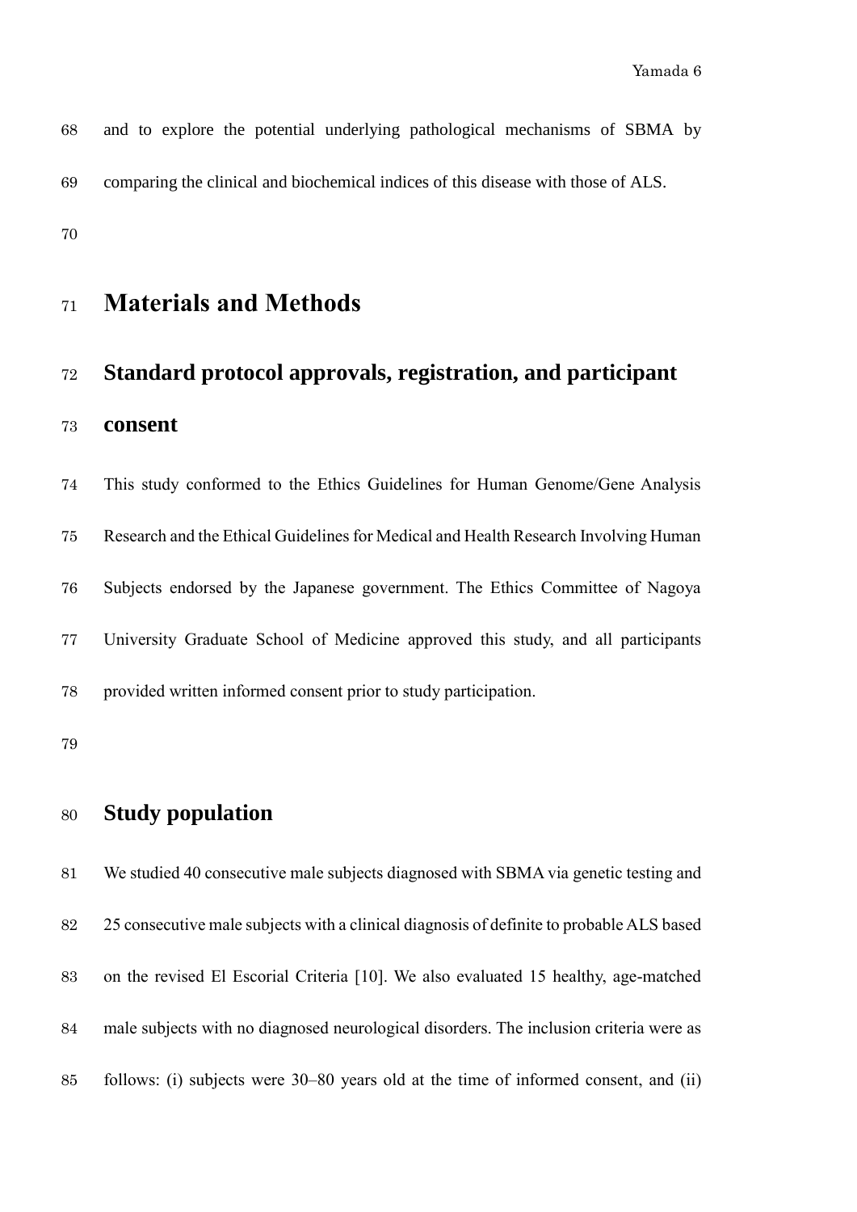and to explore the potential underlying pathological mechanisms of SBMA by comparing the clinical and biochemical indices of this disease with those of ALS.

# Materials and Methods

## Standard protocol approvals, registration, and participant consent

This study conformed to the Ethics Guidelines for Human Genome/Gene Analysis Research and the Ethical Guidelines for Medical and Health Research Involving Human Subjects endorsed by the Japanese government. The Ethics Committee of Nagoya University Graduate School of Medicine approved this study, and all participants provided written informed consent prior to study participation.

## Study population

We studied 40 consecutive male subjects diagnosed with SBMA via genetic testing and 25 consecutive male subjects with a clinical diagnosis of definite to probable ALS based on the revised El Escorial Criteria [10]. We also evaluated 15 healthy, age-matched male subjects with no diagnosed neurological disorders. The inclusion criteria were as follows: (i) subjects were 30–80 years old at the time of informed consent, and (ii)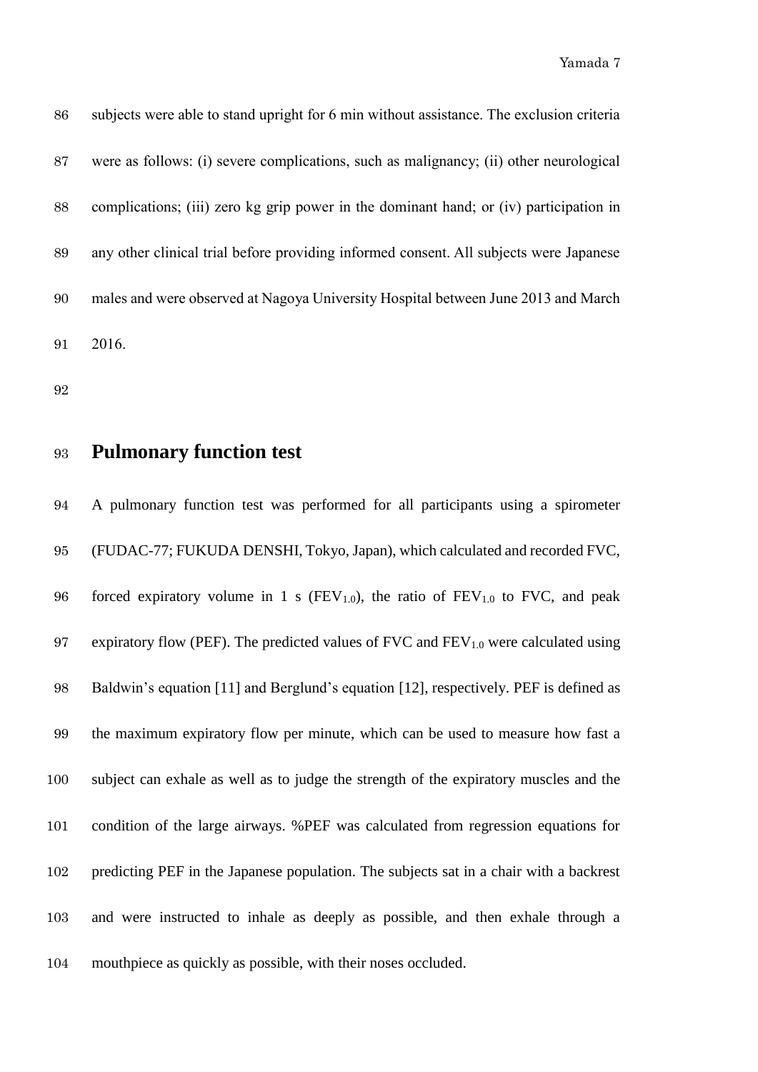subjects were able to stand upright for 6 min without assistance. The exclusion criteria were as follows: (i) severe complications, such as malignancy; (ii) other neurological complications; (iii) zero kg grip power in the dominant hand; or (iv) participation in any other clinical trial before providing informed consent. All subjects were Japanese males and were observed at Nagoya University Hospital between June 2013 and March 2016.

## Pulmonary function test

A pulmonary function test was performed for all participants using a spirometer (FUDAC-77; FUKUDA DENSHI, Tokyo, Japan), which calculated and recorded FVC, forced expiratory volume in 1 s ($FEV_{1.0}$), the ratio of $FEV_{1.0}$ to FVC, and peak expiratory flow (PEF). The predicted values of FVC and $FEV_{1.0}$ were calculated using Baldwin's equation [11] and Berglund's equation [12], respectively. PEF is defined as the maximum expiratory flow per minute, which can be used to measure how fast a subject can exhale as well as to judge the strength of the expiratory muscles and the condition of the large airways. %PEF was calculated from regression equations for predicting PEF in the Japanese population. The subjects sat in a chair with a backrest and were instructed to inhale as deeply as possible, and then exhale through a mouthpiece as quickly as possible, with their noses occluded.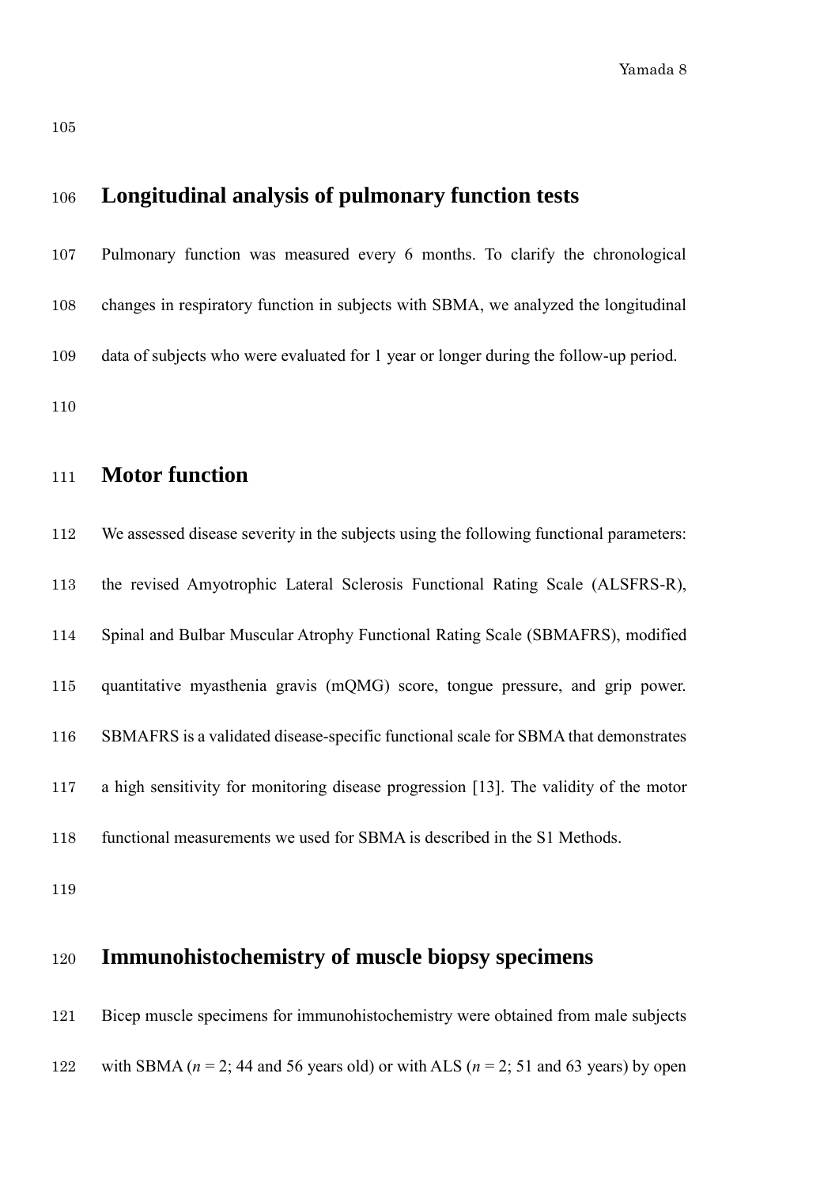## Longitudinal analysis of pulmonary function tests

Pulmonary function was measured every 6 months. To clarify the chronological changes in respiratory function in subjects with SBMA, we analyzed the longitudinal data of subjects who were evaluated for 1 year or longer during the follow-up period.

## Motor function

We assessed disease severity in the subjects using the following functional parameters: the revised Amyotrophic Lateral Sclerosis Functional Rating Scale (ALSFRS-R), Spinal and Bulbar Muscular Atrophy Functional Rating Scale (SBMAFRS), modified quantitative myasthenia gravis (mQMG) score, tongue pressure, and grip power. SBMAFRS is a validated disease-specific functional scale for SBMA that demonstrates a high sensitivity for monitoring disease progression [13]. The validity of the motor functional measurements we used for SBMA is described in the S1 Methods.

## Immunohistochemistry of muscle biopsy specimens

Bicep muscle specimens for immunohistochemistry were obtained from male subjects with SBMA ($n$ = 2; 44 and 56 years old) or with ALS ($n$ = 2; 51 and 63 years) by open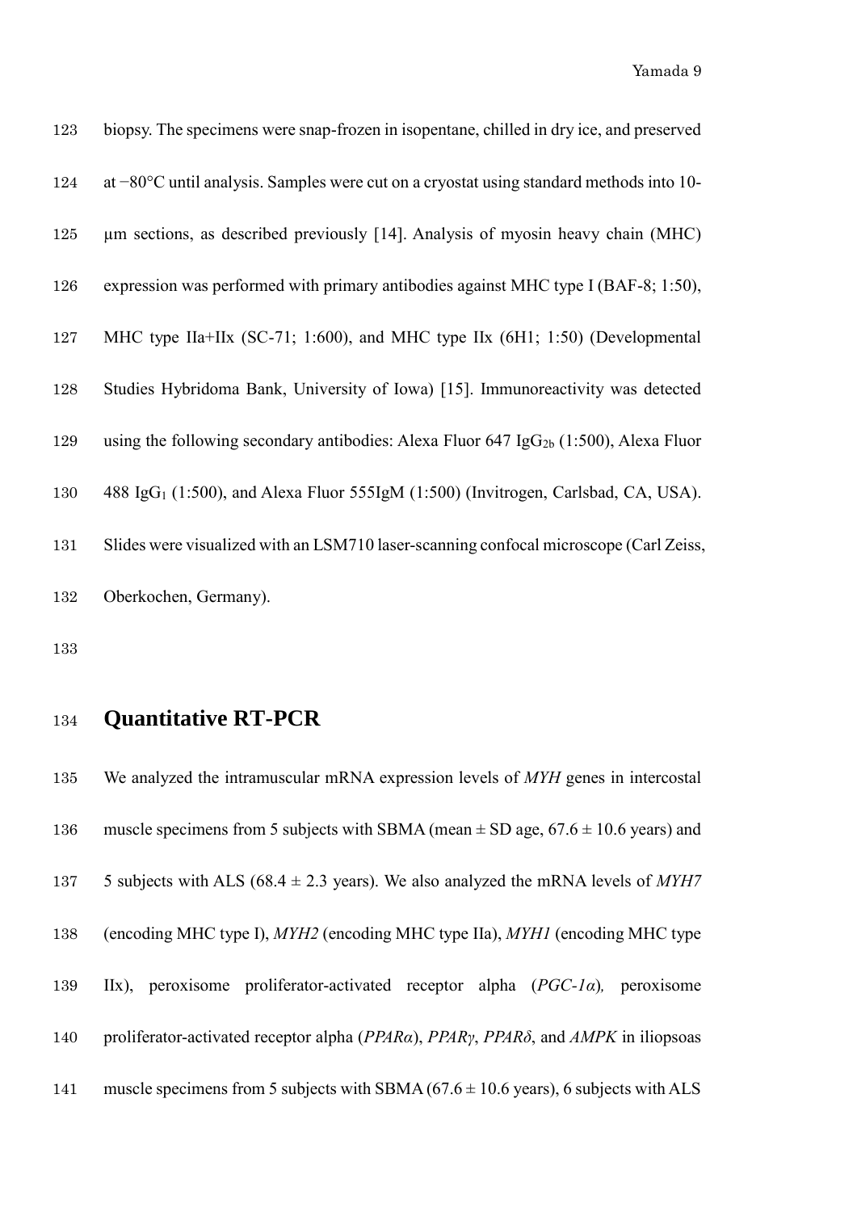biopsy. The specimens were snap-frozen in isopentane, chilled in dry ice, and preserved at −80°C until analysis. Samples were cut on a cryostat using standard methods into 10-μm sections, as described previously [14]. Analysis of myosin heavy chain (MHC) expression was performed with primary antibodies against MHC type I (BAF-8; 1:50), MHC type IIa+IIx (SC-71; 1:600), and MHC type IIx (6H1; 1:50) (Developmental Studies Hybridoma Bank, University of Iowa) [15]. Immunoreactivity was detected using the following secondary antibodies: Alexa Fluor 647 $IgG_{2b}$ (1:500), Alexa Fluor 488 $IgG_1$ (1:500), and Alexa Fluor 555IgM (1:500) (Invitrogen, Carlsbad, CA, USA). Slides were visualized with an LSM710 laser-scanning confocal microscope (Carl Zeiss, Oberkochen, Germany).

## Quantitative RT-PCR

We analyzed the intramuscular mRNA expression levels of *MYH* genes in intercostal muscle specimens from 5 subjects with SBMA (mean ± SD age, 67.6 ± 10.6 years) and 5 subjects with ALS (68.4 ± 2.3 years). We also analyzed the mRNA levels of *MYH7* (encoding MHC type I), *MYH2* (encoding MHC type IIa), *MYH1* (encoding MHC type IIx), peroxisome proliferator-activated receptor alpha (*PGC-1α*), peroxisome proliferator-activated receptor alpha (*PPARα*), *PPARγ*, *PPARδ*, and *AMPK* in iliopsoas muscle specimens from 5 subjects with SBMA (67.6 ± 10.6 years), 6 subjects with ALS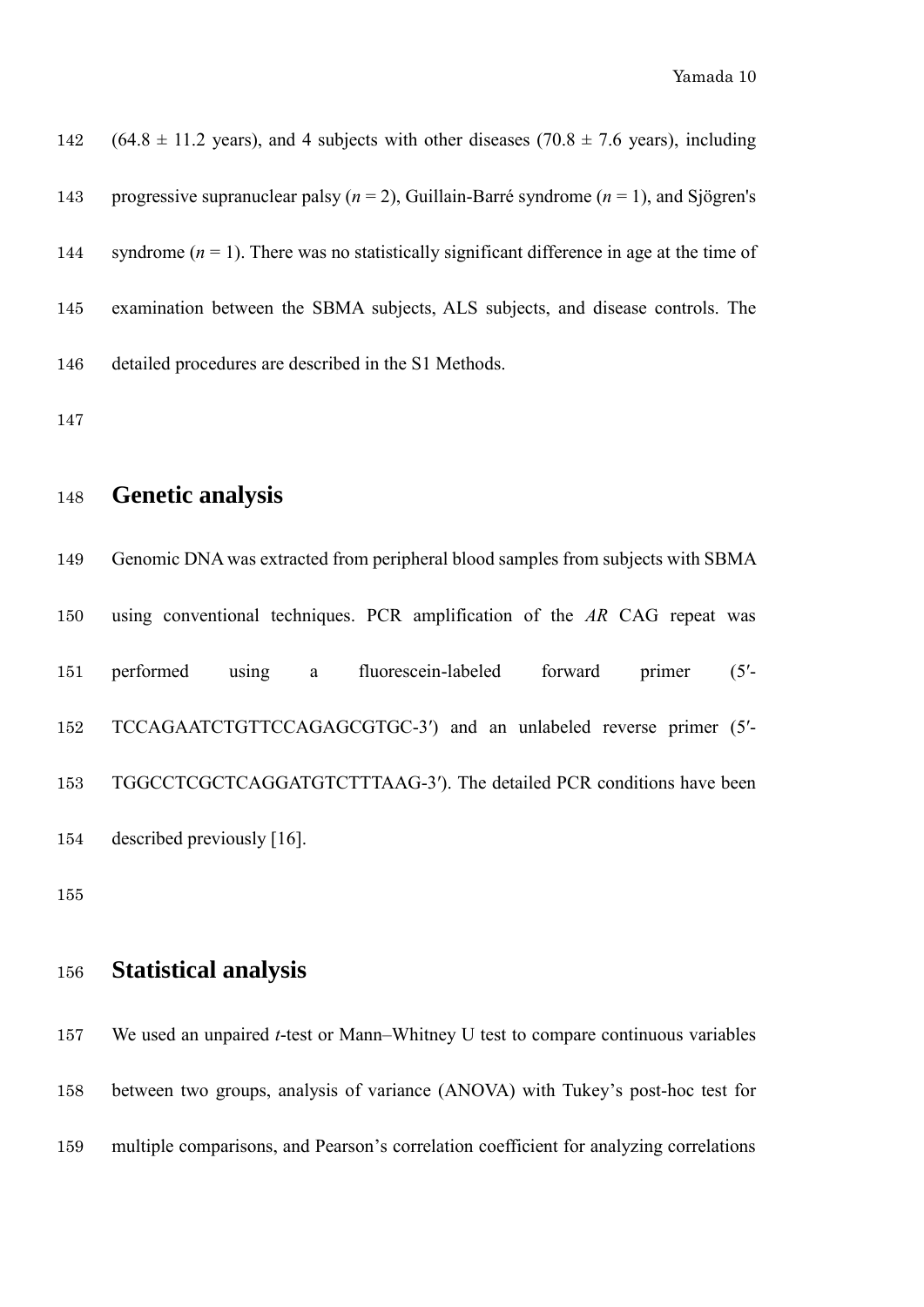(64.8 ± 11.2 years), and 4 subjects with other diseases (70.8 ± 7.6 years), including progressive supranuclear palsy ($n = 2$), Guillain-Barré syndrome ($n = 1$), and Sjögren's syndrome ($n = 1$). There was no statistically significant difference in age at the time of examination between the SBMA subjects, ALS subjects, and disease controls. The detailed procedures are described in the S1 Methods.

## Genetic analysis

Genomic DNA was extracted from peripheral blood samples from subjects with SBMA using conventional techniques. PCR amplification of the *AR* CAG repeat was performed using a fluorescein-labeled forward primer (5′-TCCAGAATCTGTTCCAGAGCGTGC-3′) and an unlabeled reverse primer (5′-TGGCCTCGCTCAGGATGTCTTTAAG-3′). The detailed PCR conditions have been described previously [16].

## Statistical analysis

We used an unpaired *t*-test or Mann–Whitney U test to compare continuous variables between two groups, analysis of variance (ANOVA) with Tukey's post-hoc test for multiple comparisons, and Pearson's correlation coefficient for analyzing correlations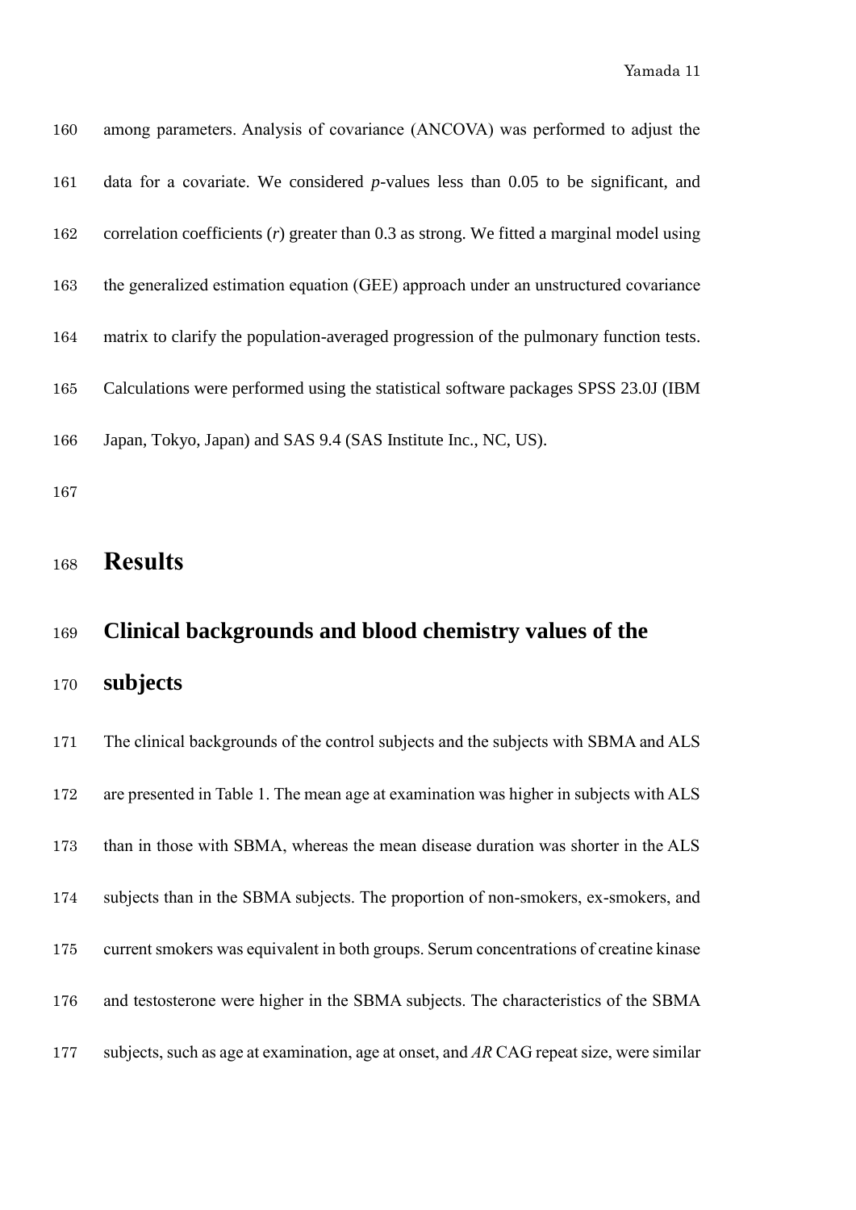among parameters. Analysis of covariance (ANCOVA) was performed to adjust the data for a covariate. We considered *p*-values less than 0.05 to be significant, and correlation coefficients ($r$) greater than 0.3 as strong. We fitted a marginal model using the generalized estimation equation (GEE) approach under an unstructured covariance matrix to clarify the population-averaged progression of the pulmonary function tests. Calculations were performed using the statistical software packages SPSS 23.0J (IBM Japan, Tokyo, Japan) and SAS 9.4 (SAS Institute Inc., NC, US).

# Results

## Clinical backgrounds and blood chemistry values of the subjects

The clinical backgrounds of the control subjects and the subjects with SBMA and ALS are presented in Table 1. The mean age at examination was higher in subjects with ALS than in those with SBMA, whereas the mean disease duration was shorter in the ALS subjects than in the SBMA subjects. The proportion of non-smokers, ex-smokers, and current smokers was equivalent in both groups. Serum concentrations of creatine kinase and testosterone were higher in the SBMA subjects. The characteristics of the SBMA subjects, such as age at examination, age at onset, and *AR* CAG repeat size, were similar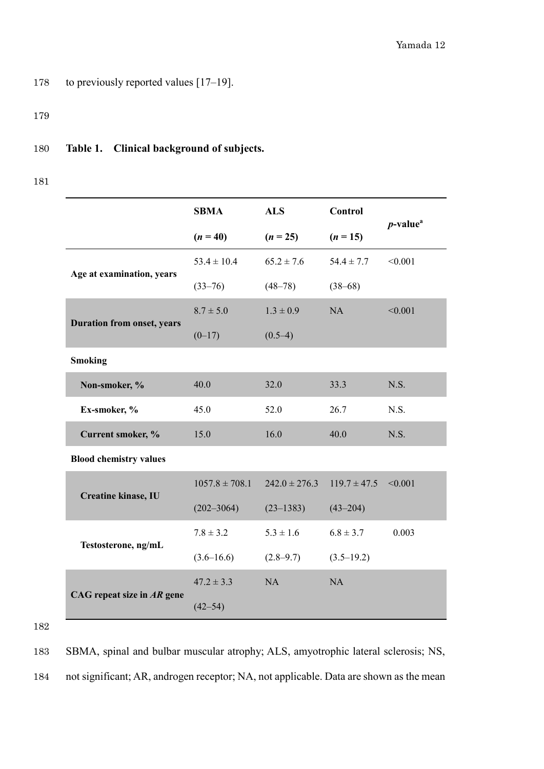to previously reported values [17–19].

**Table 1. Clinical background of subjects.**

| | SBMA (*n* = 40) | ALS (*n* = 25) | Control (*n* = 15) | *p*-value[a] |
|---|---|---|---|---|
| **Age at examination, years** | 53.4 ± 10.4 (33–76) | 65.2 ± 7.6 (48–78) | 54.4 ± 7.7 (38–68) | <0.001 |
| **Duration from onset, years** | 8.7 ± 5.0 (0–17) | 1.3 ± 0.9 (0.5–4) | NA | <0.001 |
| **Smoking** | | | | |
| **Non-smoker, %** | 40.0 | 32.0 | 33.3 | N.S. |
| **Ex-smoker, %** | 45.0 | 52.0 | 26.7 | N.S. |
| **Current smoker, %** | 15.0 | 16.0 | 40.0 | N.S. |
| **Blood chemistry values** | | | | |
| **Creatine kinase, IU** | 1057.8 ± 708.1 (202–3064) | 242.0 ± 276.3 (23–1383) | 119.7 ± 47.5 (43–204) | <0.001 |
| **Testosterone, ng/mL** | 7.8 ± 3.2 (3.6–16.6) | 5.3 ± 1.6 (2.8–9.7) | 6.8 ± 3.7 (3.5–19.2) | 0.003 |
| **CAG repeat size in *AR* gene** | 47.2 ± 3.3 (42–54) | NA | NA | |

SBMA, spinal and bulbar muscular atrophy; ALS, amyotrophic lateral sclerosis; NS, not significant; AR, androgen receptor; NA, not applicable. Data are shown as the mean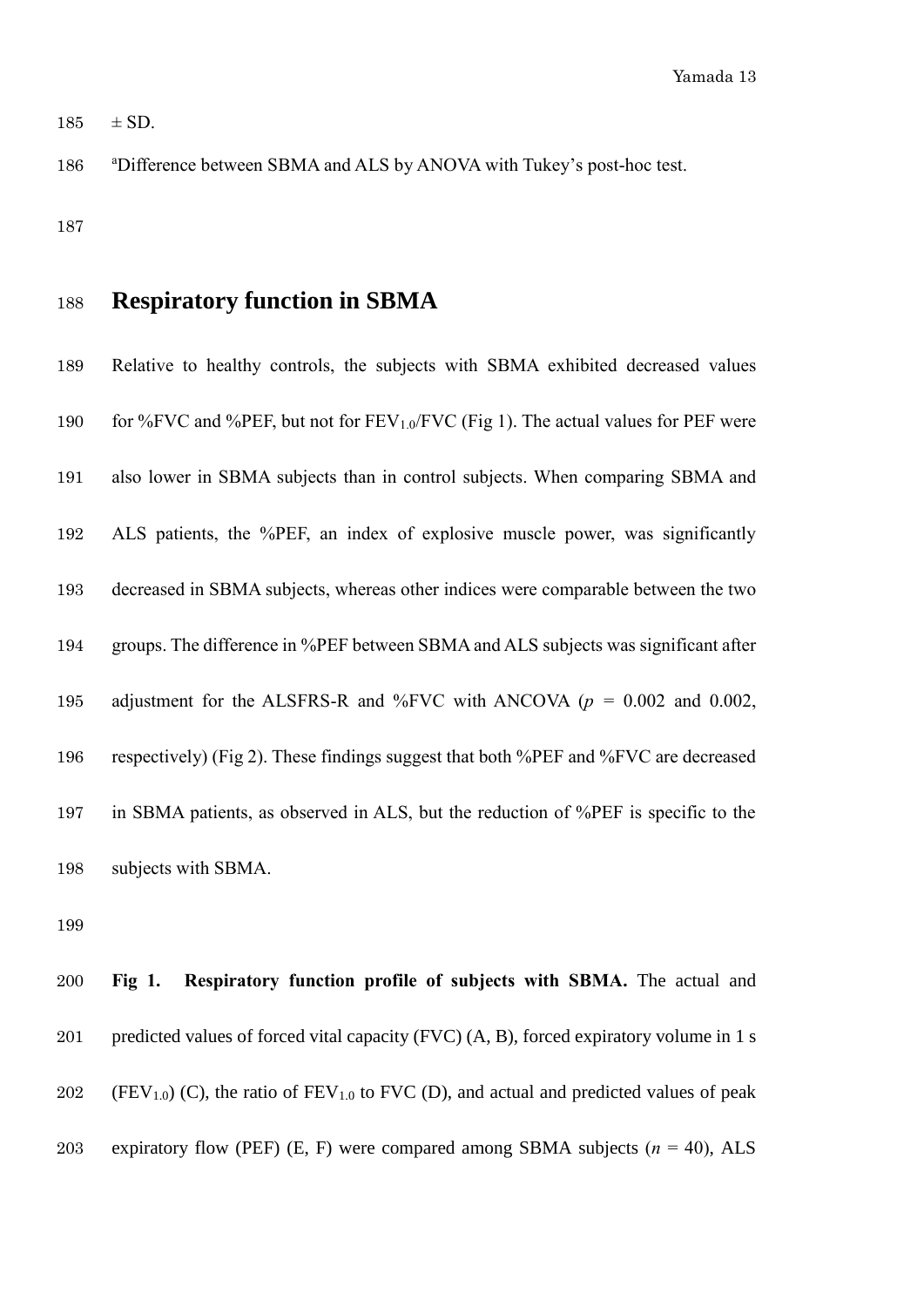± SD.

[a]Difference between SBMA and ALS by ANOVA with Tukey's post-hoc test.

## Respiratory function in SBMA

Relative to healthy controls, the subjects with SBMA exhibited decreased values for %FVC and %PEF, but not for $FEV_{1.0}$/FVC (Fig 1). The actual values for PEF were also lower in SBMA subjects than in control subjects. When comparing SBMA and ALS patients, the %PEF, an index of explosive muscle power, was significantly decreased in SBMA subjects, whereas other indices were comparable between the two groups. The difference in %PEF between SBMA and ALS subjects was significant after adjustment for the ALSFRS-R and %FVC with ANCOVA ($p$ = 0.002 and 0.002, respectively) (Fig 2). These findings suggest that both %PEF and %FVC are decreased in SBMA patients, as observed in ALS, but the reduction of %PEF is specific to the subjects with SBMA.

**Fig 1. Respiratory function profile of subjects with SBMA.** The actual and predicted values of forced vital capacity (FVC) (A, B), forced expiratory volume in 1 s ($FEV_{1.0}$) (C), the ratio of $FEV_{1.0}$ to FVC (D), and actual and predicted values of peak expiratory flow (PEF) (E, F) were compared among SBMA subjects ($n$ = 40), ALS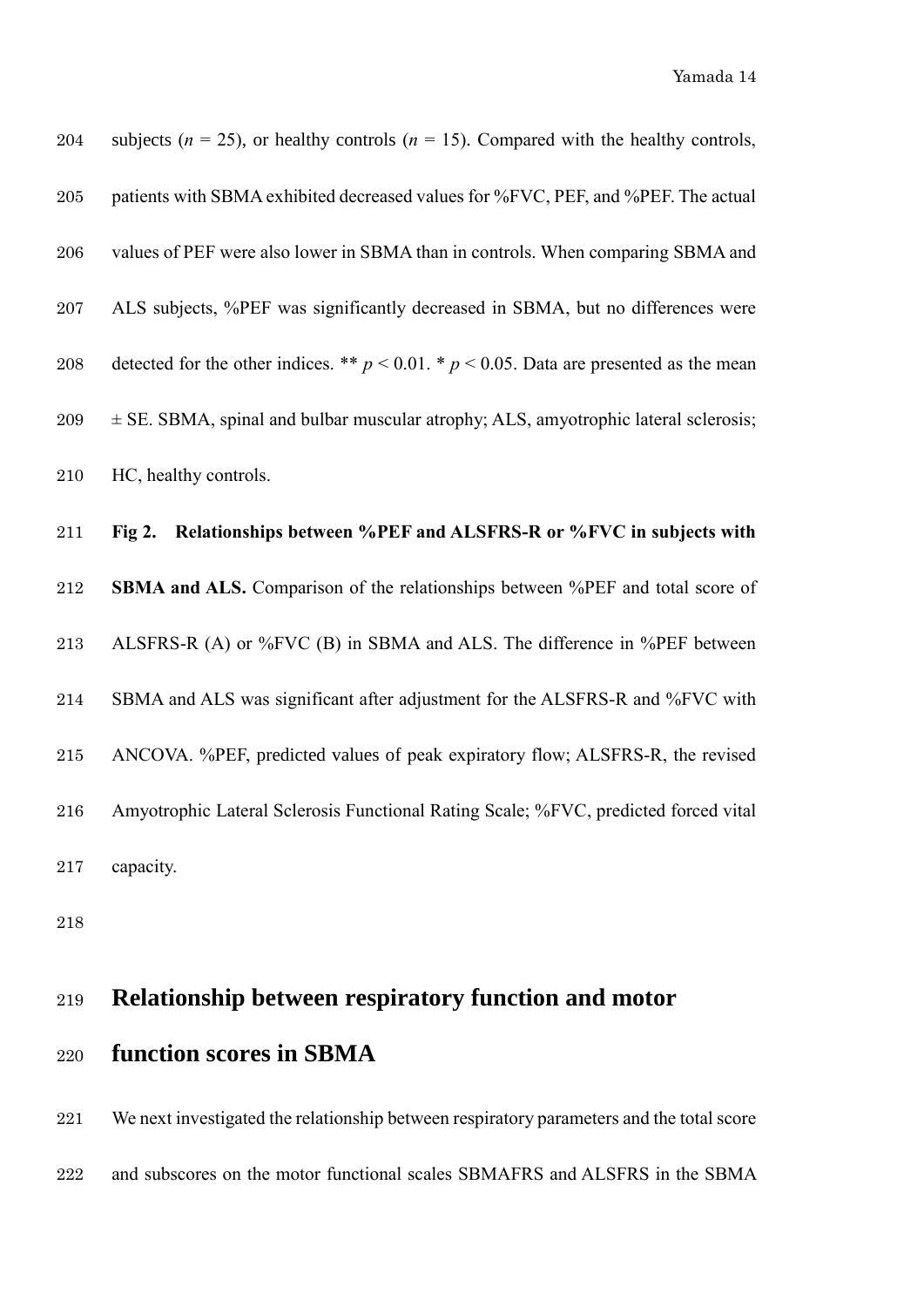subjects ($n$ = 25), or healthy controls ($n$ = 15). Compared with the healthy controls, patients with SBMA exhibited decreased values for %FVC, PEF, and %PEF. The actual values of PEF were also lower in SBMA than in controls. When comparing SBMA and ALS subjects, %PEF was significantly decreased in SBMA, but no differences were detected for the other indices. ** $p < 0.01$. * $p < 0.05$. Data are presented as the mean ± SE. SBMA, spinal and bulbar muscular atrophy; ALS, amyotrophic lateral sclerosis; HC, healthy controls.

**Fig 2. Relationships between %PEF and ALSFRS-R or %FVC in subjects with SBMA and ALS.** Comparison of the relationships between %PEF and total score of ALSFRS-R (A) or %FVC (B) in SBMA and ALS. The difference in %PEF between SBMA and ALS was significant after adjustment for the ALSFRS-R and %FVC with ANCOVA. %PEF, predicted values of peak expiratory flow; ALSFRS-R, the revised Amyotrophic Lateral Sclerosis Functional Rating Scale; %FVC, predicted forced vital capacity.

## Relationship between respiratory function and motor function scores in SBMA

We next investigated the relationship between respiratory parameters and the total score and subscores on the motor functional scales SBMAFRS and ALSFRS in the SBMA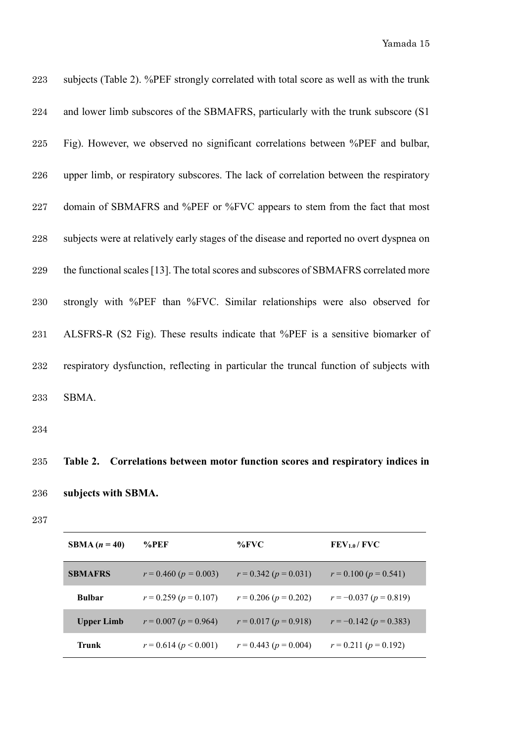subjects (Table 2). %PEF strongly correlated with total score as well as with the trunk and lower limb subscores of the SBMAFRS, particularly with the trunk subscore (S1 Fig). However, we observed no significant correlations between %PEF and bulbar, upper limb, or respiratory subscores. The lack of correlation between the respiratory domain of SBMAFRS and %PEF or %FVC appears to stem from the fact that most subjects were at relatively early stages of the disease and reported no overt dyspnea on the functional scales [13]. The total scores and subscores of SBMAFRS correlated more strongly with %PEF than %FVC. Similar relationships were also observed for ALSFRS-R (S2 Fig). These results indicate that %PEF is a sensitive biomarker of respiratory dysfunction, reflecting in particular the truncal function of subjects with SBMA.

**Table 2. Correlations between motor function scores and respiratory indices in subjects with SBMA.**

| SBMA ($n$ = 40) | %PEF | %FVC | $FEV_{1.0}$ / FVC |
|---|---|---|---|
| **SBMAFRS** | $r = 0.460$ ($p = 0.003$) | $r = 0.342$ ($p = 0.031$) | $r = 0.100$ ($p = 0.541$) |
| **Bulbar** | $r = 0.259$ ($p = 0.107$) | $r = 0.206$ ($p = 0.202$) | $r = -0.037$ ($p = 0.819$) |
| **Upper Limb** | $r = 0.007$ ($p = 0.964$) | $r = 0.017$ ($p = 0.918$) | $r = -0.142$ ($p = 0.383$) |
| **Trunk** | $r = 0.614$ ($p < 0.001$) | $r = 0.443$ ($p = 0.004$) | $r = 0.211$ ($p = 0.192$) |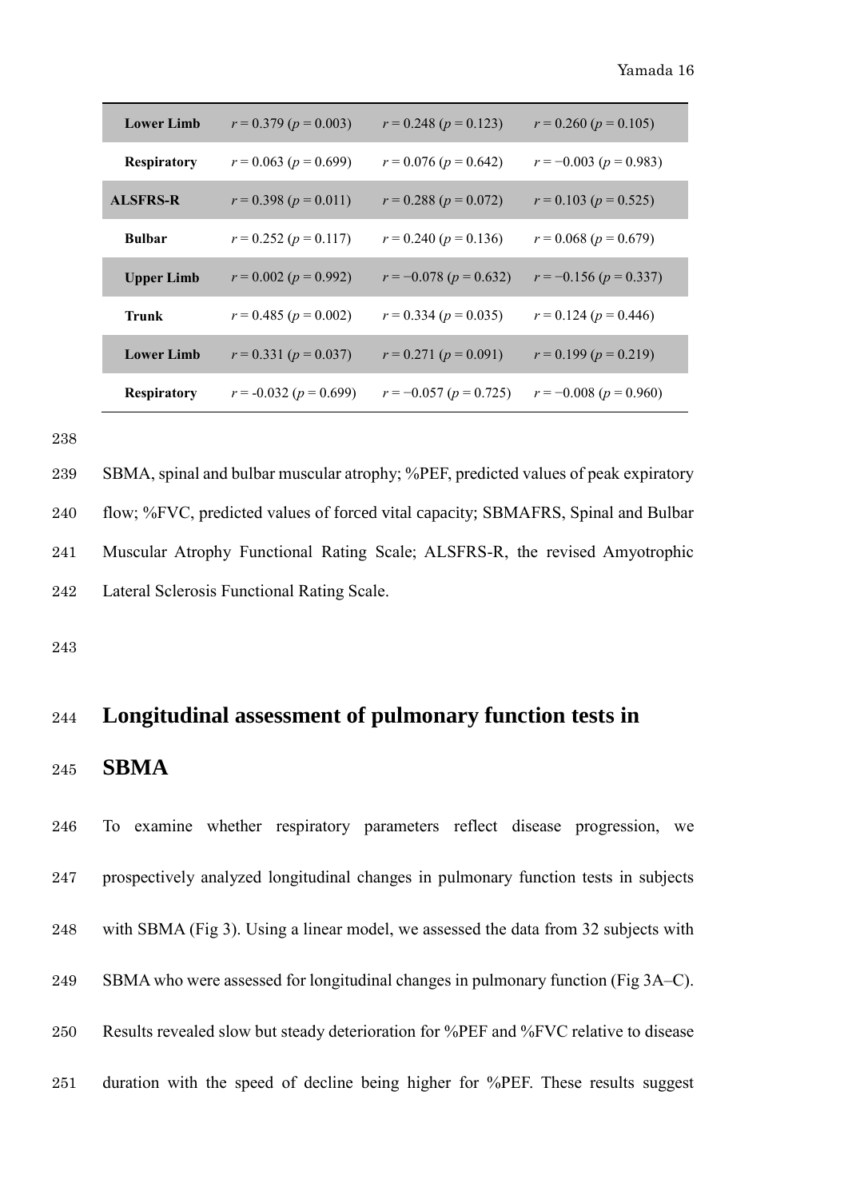| | | | |
|---|---|---|---|
| **Lower Limb** | $r = 0.379$ ($p = 0.003$) | $r = 0.248$ ($p = 0.123$) | $r = 0.260$ ($p = 0.105$) |
| **Respiratory** | $r = 0.063$ ($p = 0.699$) | $r = 0.076$ ($p = 0.642$) | $r = -0.003$ ($p = 0.983$) |
| **ALSFRS-R** | $r = 0.398$ ($p = 0.011$) | $r = 0.288$ ($p = 0.072$) | $r = 0.103$ ($p = 0.525$) |
| **Bulbar** | $r = 0.252$ ($p = 0.117$) | $r = 0.240$ ($p = 0.136$) | $r = 0.068$ ($p = 0.679$) |
| **Upper Limb** | $r = 0.002$ ($p = 0.992$) | $r = -0.078$ ($p = 0.632$) | $r = -0.156$ ($p = 0.337$) |
| **Trunk** | $r = 0.485$ ($p = 0.002$) | $r = 0.334$ ($p = 0.035$) | $r = 0.124$ ($p = 0.446$) |
| **Lower Limb** | $r = 0.331$ ($p = 0.037$) | $r = 0.271$ ($p = 0.091$) | $r = 0.199$ ($p = 0.219$) |
| **Respiratory** | $r = -0.032$ ($p = 0.699$) | $r = -0.057$ ($p = 0.725$) | $r = -0.008$ ($p = 0.960$) |

SBMA, spinal and bulbar muscular atrophy; %PEF, predicted values of peak expiratory flow; %FVC, predicted values of forced vital capacity; SBMAFRS, Spinal and Bulbar Muscular Atrophy Functional Rating Scale; ALSFRS-R, the revised Amyotrophic Lateral Sclerosis Functional Rating Scale.

## Longitudinal assessment of pulmonary function tests in SBMA

To examine whether respiratory parameters reflect disease progression, we prospectively analyzed longitudinal changes in pulmonary function tests in subjects with SBMA (Fig 3). Using a linear model, we assessed the data from 32 subjects with SBMA who were assessed for longitudinal changes in pulmonary function (Fig 3A–C). Results revealed slow but steady deterioration for %PEF and %FVC relative to disease duration with the speed of decline being higher for %PEF. These results suggest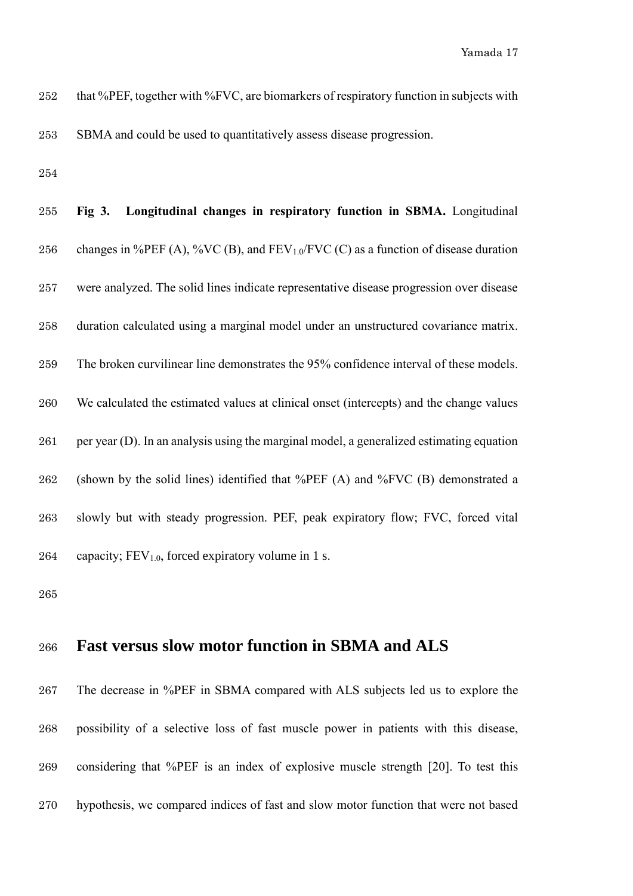that %PEF, together with %FVC, are biomarkers of respiratory function in subjects with SBMA and could be used to quantitatively assess disease progression.

**Fig 3. Longitudinal changes in respiratory function in SBMA.** Longitudinal changes in %PEF (A), %VC (B), and $FEV_{1.0}$/FVC (C) as a function of disease duration were analyzed. The solid lines indicate representative disease progression over disease duration calculated using a marginal model under an unstructured covariance matrix. The broken curvilinear line demonstrates the 95% confidence interval of these models. We calculated the estimated values at clinical onset (intercepts) and the change values per year (D). In an analysis using the marginal model, a generalized estimating equation (shown by the solid lines) identified that %PEF (A) and %FVC (B) demonstrated a slowly but with steady progression. PEF, peak expiratory flow; FVC, forced vital capacity; $FEV_{1.0}$, forced expiratory volume in 1 s.

## Fast versus slow motor function in SBMA and ALS

The decrease in %PEF in SBMA compared with ALS subjects led us to explore the possibility of a selective loss of fast muscle power in patients with this disease, considering that %PEF is an index of explosive muscle strength [20]. To test this hypothesis, we compared indices of fast and slow motor function that were not based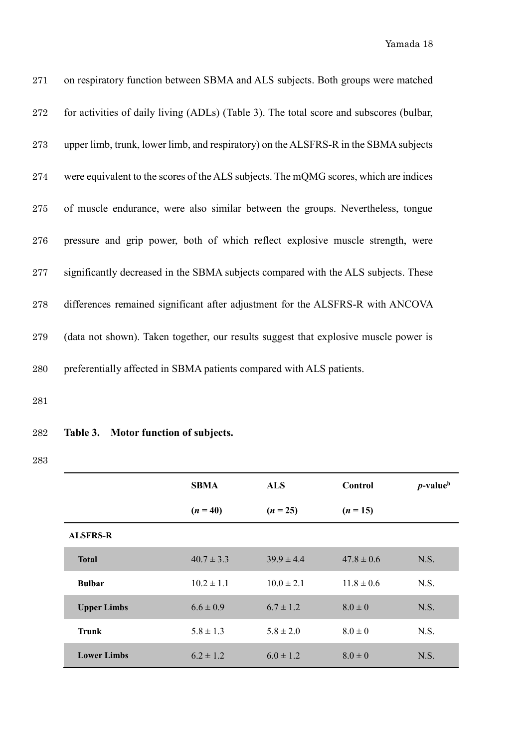on respiratory function between SBMA and ALS subjects. Both groups were matched for activities of daily living (ADLs) (Table 3). The total score and subscores (bulbar, upper limb, trunk, lower limb, and respiratory) on the ALSFRS-R in the SBMA subjects were equivalent to the scores of the ALS subjects. The mQMG scores, which are indices of muscle endurance, were also similar between the groups. Nevertheless, tongue pressure and grip power, both of which reflect explosive muscle strength, were significantly decreased in the SBMA subjects compared with the ALS subjects. These differences remained significant after adjustment for the ALSFRS-R with ANCOVA (data not shown). Taken together, our results suggest that explosive muscle power is preferentially affected in SBMA patients compared with ALS patients.

**Table 3. Motor function of subjects.**

| | **SBMA** ($n$ = 40) | **ALS** ($n$ = 25) | **Control** ($n$ = 15) | ***p*-value**[b] |
|---|---|---|---|---|
| **ALSFRS-R** | | | | |
| **Total** | 40.7 ± 3.3 | 39.9 ± 4.4 | 47.8 ± 0.6 | N.S. |
| **Bulbar** | 10.2 ± 1.1 | 10.0 ± 2.1 | 11.8 ± 0.6 | N.S. |
| **Upper Limbs** | 6.6 ± 0.9 | 6.7 ± 1.2 | 8.0 ± 0 | N.S. |
| **Trunk** | 5.8 ± 1.3 | 5.8 ± 2.0 | 8.0 ± 0 | N.S. |
| **Lower Limbs** | 6.2 ± 1.2 | 6.0 ± 1.2 | 8.0 ± 0 | N.S. |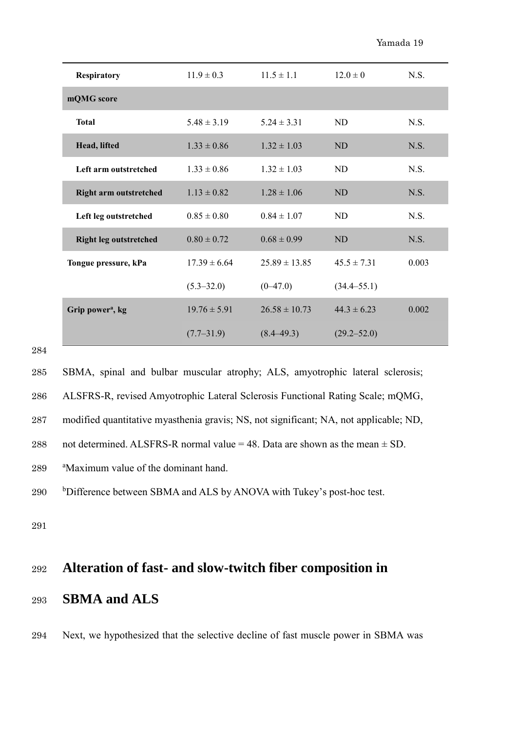| | | | | |
|---|---|---|---|---|
| **Respiratory** | 11.9 ± 0.3 | 11.5 ± 1.1 | 12.0 ± 0 | N.S. |
| **mQMG score** | | | | |
| **Total** | 5.48 ± 3.19 | 5.24 ± 3.31 | ND | N.S. |
| **Head, lifted** | 1.33 ± 0.86 | 1.32 ± 1.03 | ND | N.S. |
| **Left arm outstretched** | 1.33 ± 0.86 | 1.32 ± 1.03 | ND | N.S. |
| **Right arm outstretched** | 1.13 ± 0.82 | 1.28 ± 1.06 | ND | N.S. |
| **Left leg outstretched** | 0.85 ± 0.80 | 0.84 ± 1.07 | ND | N.S. |
| **Right leg outstretched** | 0.80 ± 0.72 | 0.68 ± 0.99 | ND | N.S. |
| **Tongue pressure, kPa** | 17.39 ± 6.64 (5.3–32.0) | 25.89 ± 13.85 (0–47.0) | 45.5 ± 7.31 (34.4–55.1) | 0.003 |
| **Grip power[a], kg** | 19.76 ± 5.91 (7.7–31.9) | 26.58 ± 10.73 (8.4–49.3) | 44.3 ± 6.23 (29.2–52.0) | 0.002 |

SBMA, spinal and bulbar muscular atrophy; ALS, amyotrophic lateral sclerosis; ALSFRS-R, revised Amyotrophic Lateral Sclerosis Functional Rating Scale; mQMG, modified quantitative myasthenia gravis; NS, not significant; NA, not applicable; ND, not determined. ALSFRS-R normal value = 48. Data are shown as the mean ± SD.

[a]Maximum value of the dominant hand.

[b]Difference between SBMA and ALS by ANOVA with Tukey's post-hoc test.

## Alteration of fast- and slow-twitch fiber composition in SBMA and ALS

Next, we hypothesized that the selective decline of fast muscle power in SBMA was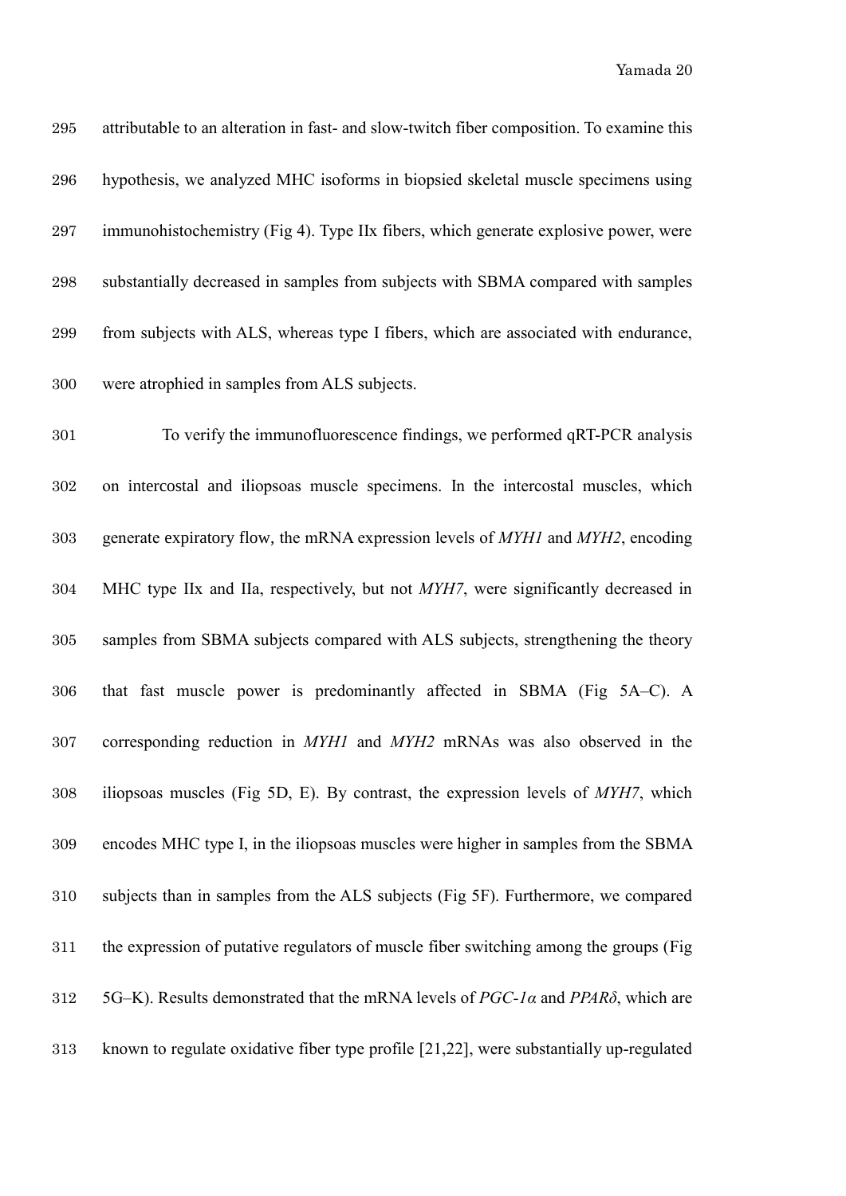attributable to an alteration in fast- and slow-twitch fiber composition. To examine this hypothesis, we analyzed MHC isoforms in biopsied skeletal muscle specimens using immunohistochemistry (Fig 4). Type IIx fibers, which generate explosive power, were substantially decreased in samples from subjects with SBMA compared with samples from subjects with ALS, whereas type I fibers, which are associated with endurance, were atrophied in samples from ALS subjects.

To verify the immunofluorescence findings, we performed qRT-PCR analysis on intercostal and iliopsoas muscle specimens. In the intercostal muscles, which generate expiratory flow, the mRNA expression levels of *MYH1* and *MYH2*, encoding MHC type IIx and IIa, respectively, but not *MYH7*, were significantly decreased in samples from SBMA subjects compared with ALS subjects, strengthening the theory that fast muscle power is predominantly affected in SBMA (Fig 5A–C). A corresponding reduction in *MYH1* and *MYH2* mRNAs was also observed in the iliopsoas muscles (Fig 5D, E). By contrast, the expression levels of *MYH7*, which encodes MHC type I, in the iliopsoas muscles were higher in samples from the SBMA subjects than in samples from the ALS subjects (Fig 5F). Furthermore, we compared the expression of putative regulators of muscle fiber switching among the groups (Fig 5G–K). Results demonstrated that the mRNA levels of *PGC-1α* and *PPARδ*, which are known to regulate oxidative fiber type profile [21,22], were substantially up-regulated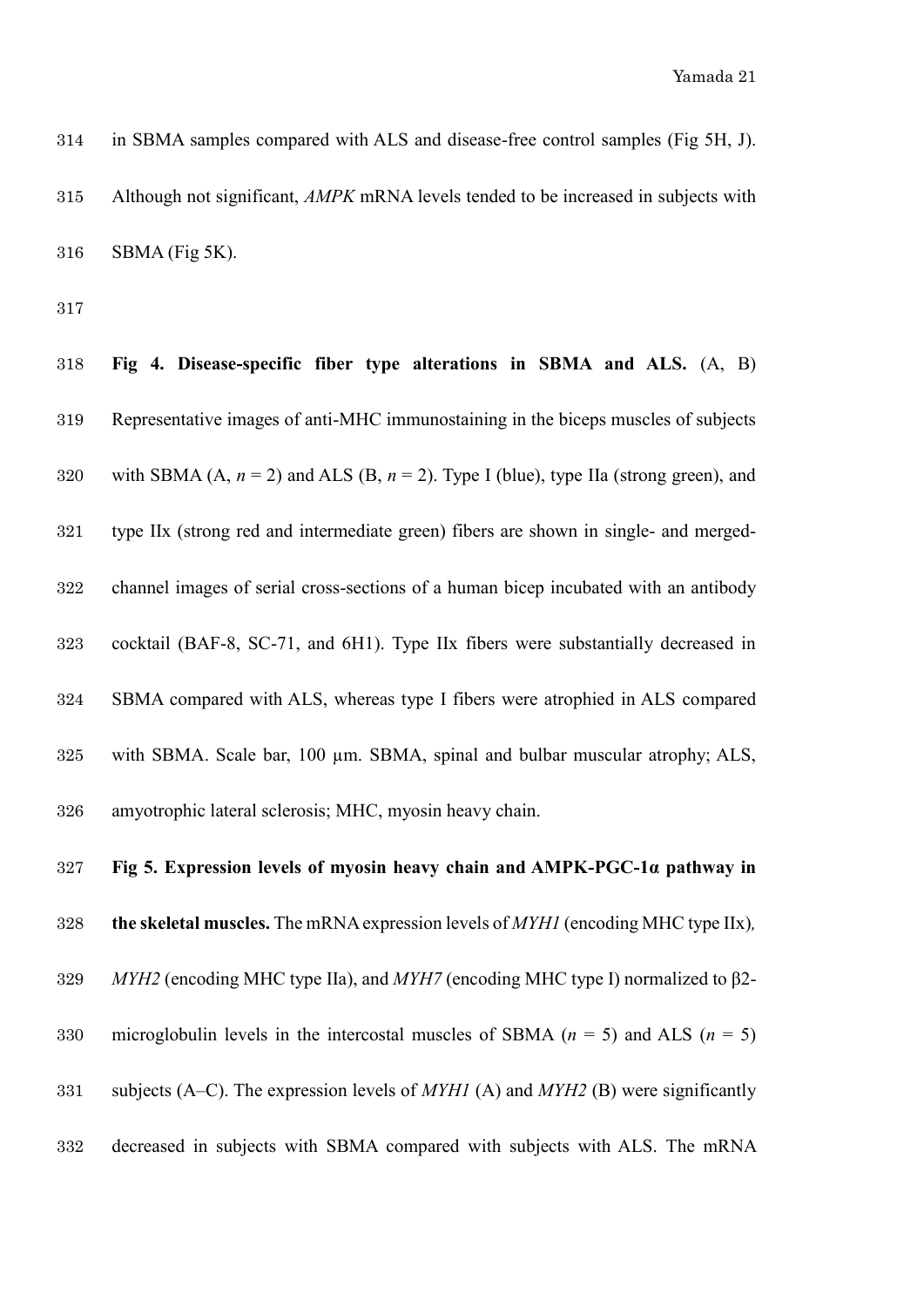in SBMA samples compared with ALS and disease-free control samples (Fig 5H, J). Although not significant, *AMPK* mRNA levels tended to be increased in subjects with SBMA (Fig 5K).

**Fig 4. Disease-specific fiber type alterations in SBMA and ALS.** (A, B) Representative images of anti-MHC immunostaining in the biceps muscles of subjects with SBMA (A, $n = 2$) and ALS (B, $n = 2$). Type I (blue), type IIa (strong green), and type IIx (strong red and intermediate green) fibers are shown in single- and merged-channel images of serial cross-sections of a human bicep incubated with an antibody cocktail (BAF-8, SC-71, and 6H1). Type IIx fibers were substantially decreased in SBMA compared with ALS, whereas type I fibers were atrophied in ALS compared with SBMA. Scale bar, 100 μm. SBMA, spinal and bulbar muscular atrophy; ALS, amyotrophic lateral sclerosis; MHC, myosin heavy chain.

**Fig 5. Expression levels of myosin heavy chain and AMPK-PGC-1α pathway in the skeletal muscles.** The mRNA expression levels of *MYH1* (encoding MHC type IIx), *MYH2* (encoding MHC type IIa), and *MYH7* (encoding MHC type I) normalized to β2-microglobulin levels in the intercostal muscles of SBMA ($n = 5$) and ALS ($n = 5$) subjects (A–C). The expression levels of *MYH1* (A) and *MYH2* (B) were significantly decreased in subjects with SBMA compared with subjects with ALS. The mRNA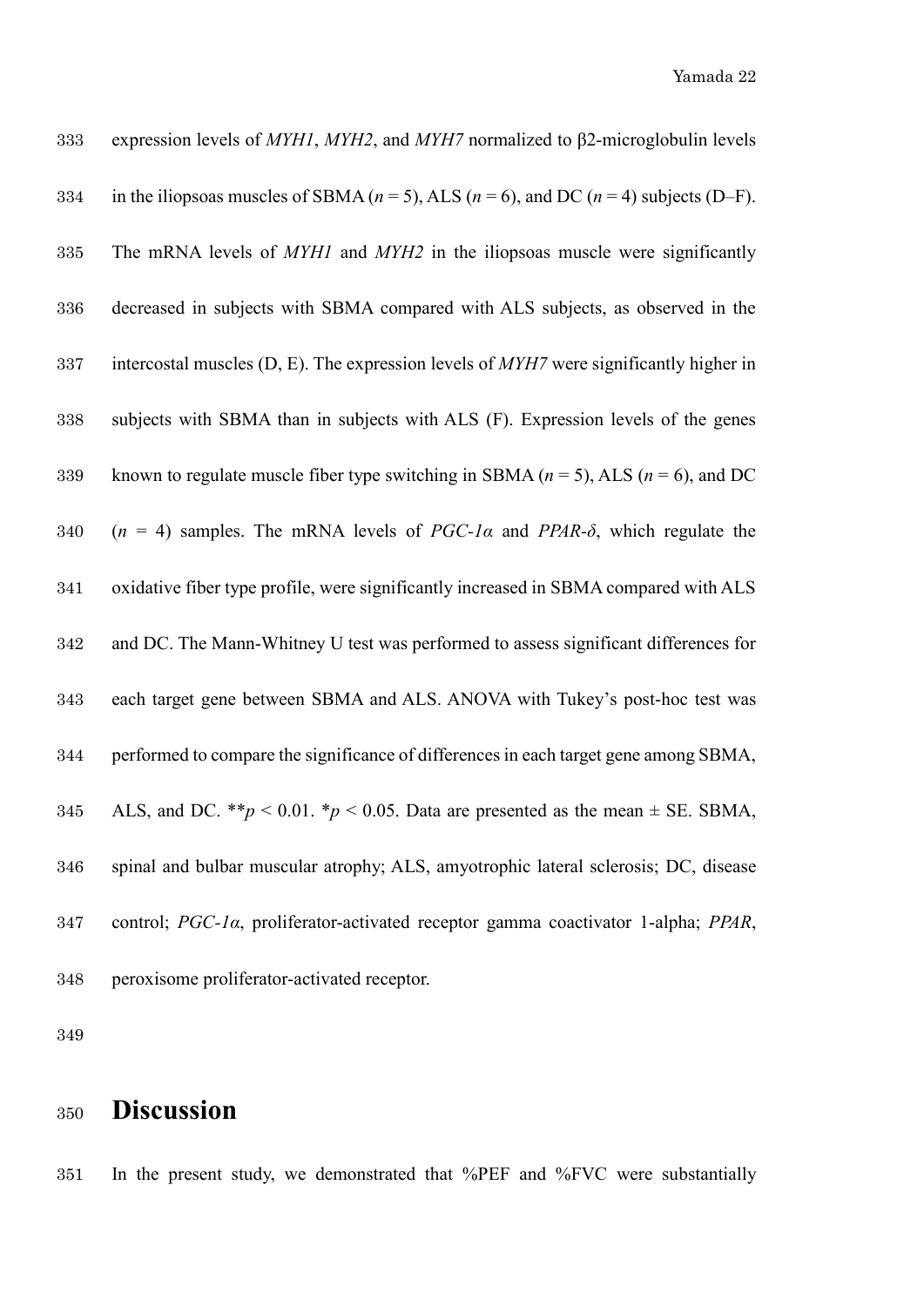expression levels of *MYH1*, *MYH2*, and *MYH7* normalized to β2-microglobulin levels in the iliopsoas muscles of SBMA ($n = 5$), ALS ($n = 6$), and DC ($n = 4$) subjects (D–F). The mRNA levels of *MYH1* and *MYH2* in the iliopsoas muscle were significantly decreased in subjects with SBMA compared with ALS subjects, as observed in the intercostal muscles (D, E). The expression levels of *MYH7* were significantly higher in subjects with SBMA than in subjects with ALS (F). Expression levels of the genes known to regulate muscle fiber type switching in SBMA ($n = 5$), ALS ($n = 6$), and DC ($n = 4$) samples. The mRNA levels of *PGC-1α* and *PPAR-δ*, which regulate the oxidative fiber type profile, were significantly increased in SBMA compared with ALS and DC. The Mann-Whitney U test was performed to assess significant differences for each target gene between SBMA and ALS. ANOVA with Tukey's post-hoc test was performed to compare the significance of differences in each target gene among SBMA, ALS, and DC. \*\*$p < 0.01$. \*$p < 0.05$. Data are presented as the mean ± SE. SBMA, spinal and bulbar muscular atrophy; ALS, amyotrophic lateral sclerosis; DC, disease control; *PGC-1α*, proliferator-activated receptor gamma coactivator 1-alpha; *PPAR*, peroxisome proliferator-activated receptor.

# Discussion

In the present study, we demonstrated that %PEF and %FVC were substantially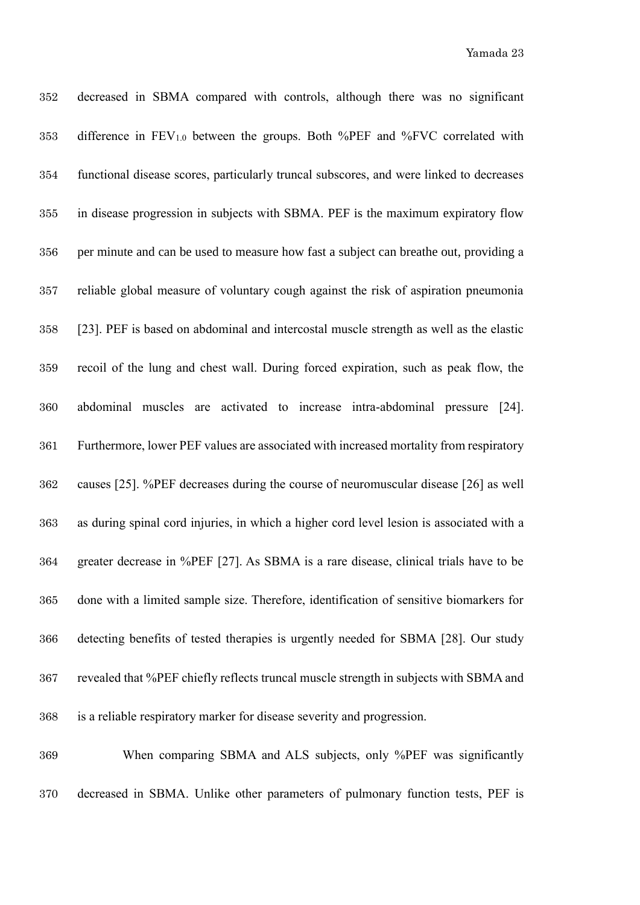decreased in SBMA compared with controls, although there was no significant difference in $FEV_{1.0}$ between the groups. Both %PEF and %FVC correlated with functional disease scores, particularly truncal subscores, and were linked to decreases in disease progression in subjects with SBMA. PEF is the maximum expiratory flow per minute and can be used to measure how fast a subject can breathe out, providing a reliable global measure of voluntary cough against the risk of aspiration pneumonia [23]. PEF is based on abdominal and intercostal muscle strength as well as the elastic recoil of the lung and chest wall. During forced expiration, such as peak flow, the abdominal muscles are activated to increase intra-abdominal pressure [24]. Furthermore, lower PEF values are associated with increased mortality from respiratory causes [25]. %PEF decreases during the course of neuromuscular disease [26] as well as during spinal cord injuries, in which a higher cord level lesion is associated with a greater decrease in %PEF [27]. As SBMA is a rare disease, clinical trials have to be done with a limited sample size. Therefore, identification of sensitive biomarkers for detecting benefits of tested therapies is urgently needed for SBMA [28]. Our study revealed that %PEF chiefly reflects truncal muscle strength in subjects with SBMA and is a reliable respiratory marker for disease severity and progression.

When comparing SBMA and ALS subjects, only %PEF was significantly decreased in SBMA. Unlike other parameters of pulmonary function tests, PEF is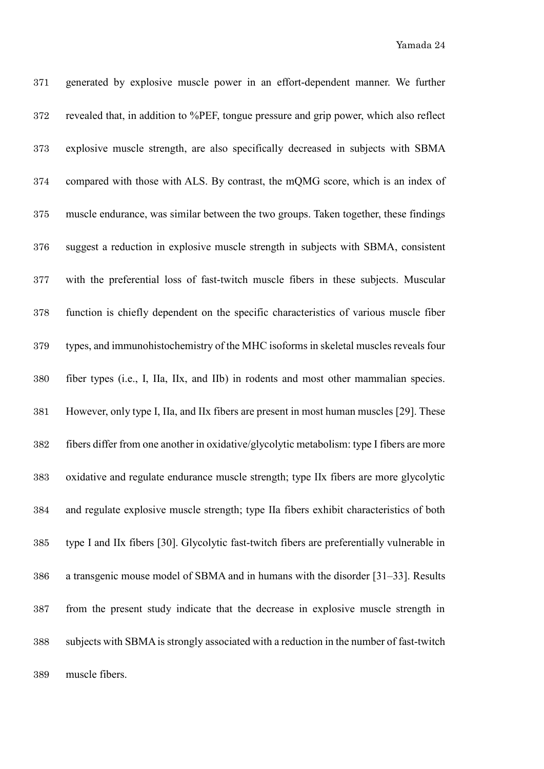generated by explosive muscle power in an effort-dependent manner. We further revealed that, in addition to %PEF, tongue pressure and grip power, which also reflect explosive muscle strength, are also specifically decreased in subjects with SBMA compared with those with ALS. By contrast, the mQMG score, which is an index of muscle endurance, was similar between the two groups. Taken together, these findings suggest a reduction in explosive muscle strength in subjects with SBMA, consistent with the preferential loss of fast-twitch muscle fibers in these subjects. Muscular function is chiefly dependent on the specific characteristics of various muscle fiber types, and immunohistochemistry of the MHC isoforms in skeletal muscles reveals four fiber types (i.e., I, IIa, IIx, and IIb) in rodents and most other mammalian species. However, only type I, IIa, and IIx fibers are present in most human muscles [29]. These fibers differ from one another in oxidative/glycolytic metabolism: type I fibers are more oxidative and regulate endurance muscle strength; type IIx fibers are more glycolytic and regulate explosive muscle strength; type IIa fibers exhibit characteristics of both type I and IIx fibers [30]. Glycolytic fast-twitch fibers are preferentially vulnerable in a transgenic mouse model of SBMA and in humans with the disorder [31–33]. Results from the present study indicate that the decrease in explosive muscle strength in subjects with SBMA is strongly associated with a reduction in the number of fast-twitch muscle fibers.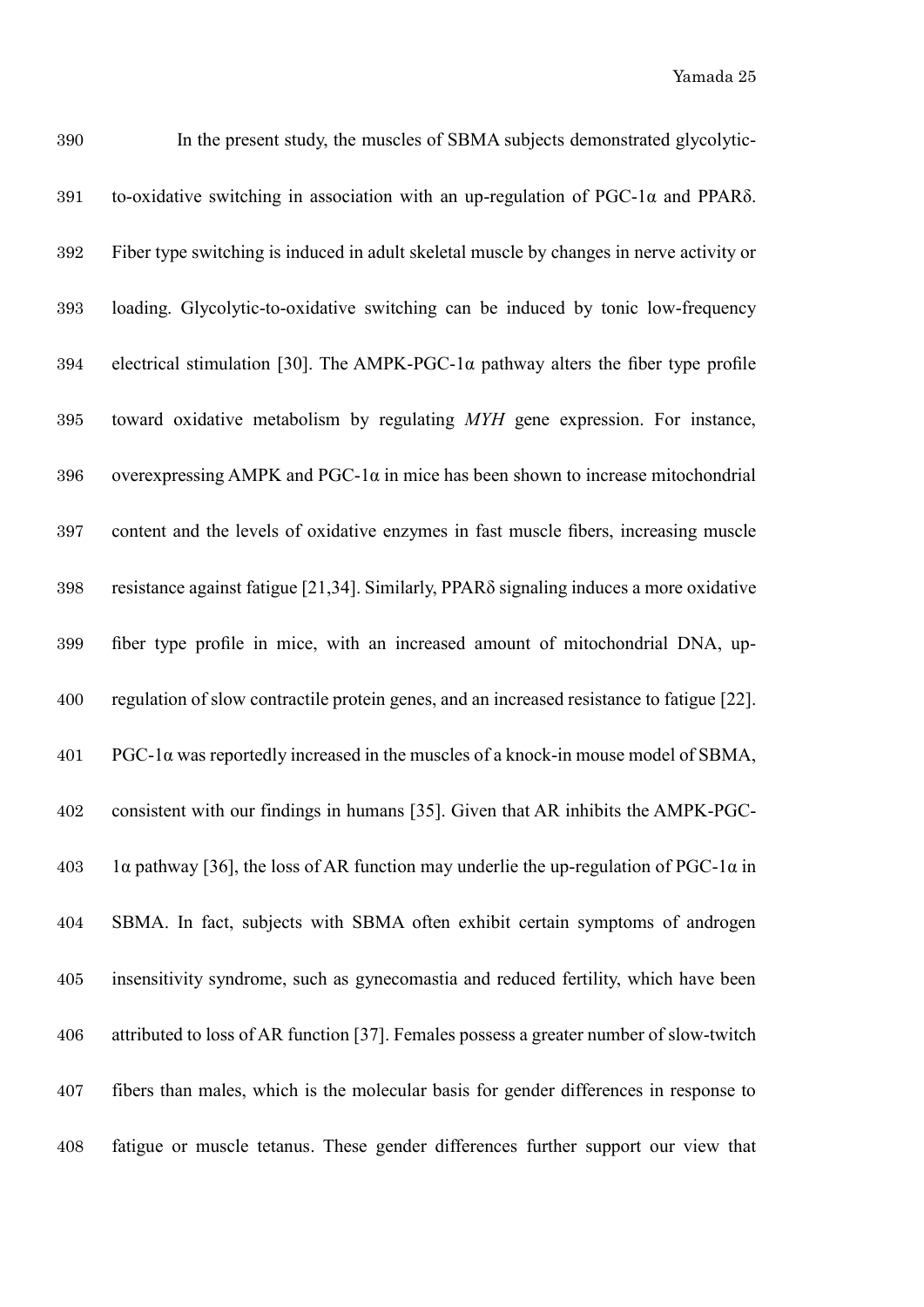In the present study, the muscles of SBMA subjects demonstrated glycolytic-to-oxidative switching in association with an up-regulation of PGC-1α and PPARδ. Fiber type switching is induced in adult skeletal muscle by changes in nerve activity or loading. Glycolytic-to-oxidative switching can be induced by tonic low-frequency electrical stimulation [30]. The AMPK-PGC-1α pathway alters the fiber type profile toward oxidative metabolism by regulating *MYH* gene expression. For instance, overexpressing AMPK and PGC-1α in mice has been shown to increase mitochondrial content and the levels of oxidative enzymes in fast muscle fibers, increasing muscle resistance against fatigue [21,34]. Similarly, PPARδ signaling induces a more oxidative fiber type profile in mice, with an increased amount of mitochondrial DNA, up-regulation of slow contractile protein genes, and an increased resistance to fatigue [22]. PGC-1α was reportedly increased in the muscles of a knock-in mouse model of SBMA, consistent with our findings in humans [35]. Given that AR inhibits the AMPK-PGC-1α pathway [36], the loss of AR function may underlie the up-regulation of PGC-1α in SBMA. In fact, subjects with SBMA often exhibit certain symptoms of androgen insensitivity syndrome, such as gynecomastia and reduced fertility, which have been attributed to loss of AR function [37]. Females possess a greater number of slow-twitch fibers than males, which is the molecular basis for gender differences in response to fatigue or muscle tetanus. These gender differences further support our view that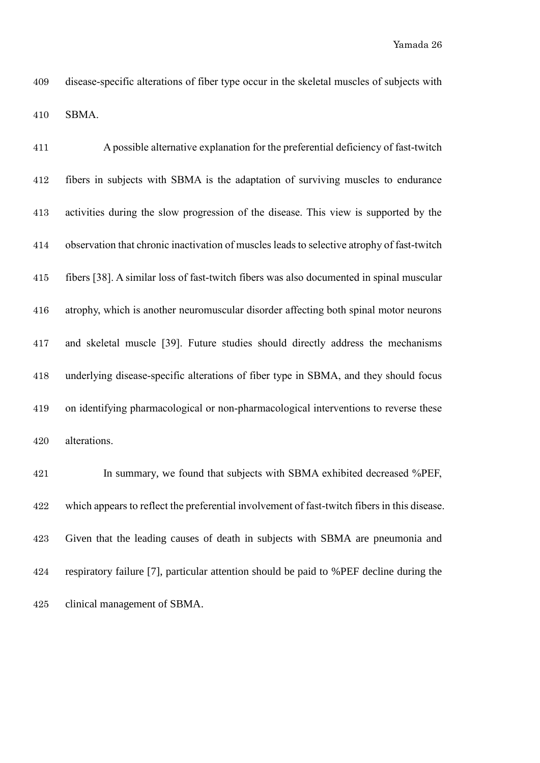disease-specific alterations of fiber type occur in the skeletal muscles of subjects with SBMA.

A possible alternative explanation for the preferential deficiency of fast-twitch fibers in subjects with SBMA is the adaptation of surviving muscles to endurance activities during the slow progression of the disease. This view is supported by the observation that chronic inactivation of muscles leads to selective atrophy of fast-twitch fibers [38]. A similar loss of fast-twitch fibers was also documented in spinal muscular atrophy, which is another neuromuscular disorder affecting both spinal motor neurons and skeletal muscle [39]. Future studies should directly address the mechanisms underlying disease-specific alterations of fiber type in SBMA, and they should focus on identifying pharmacological or non-pharmacological interventions to reverse these alterations.

In summary, we found that subjects with SBMA exhibited decreased %PEF, which appears to reflect the preferential involvement of fast-twitch fibers in this disease. Given that the leading causes of death in subjects with SBMA are pneumonia and respiratory failure [7], particular attention should be paid to %PEF decline during the clinical management of SBMA.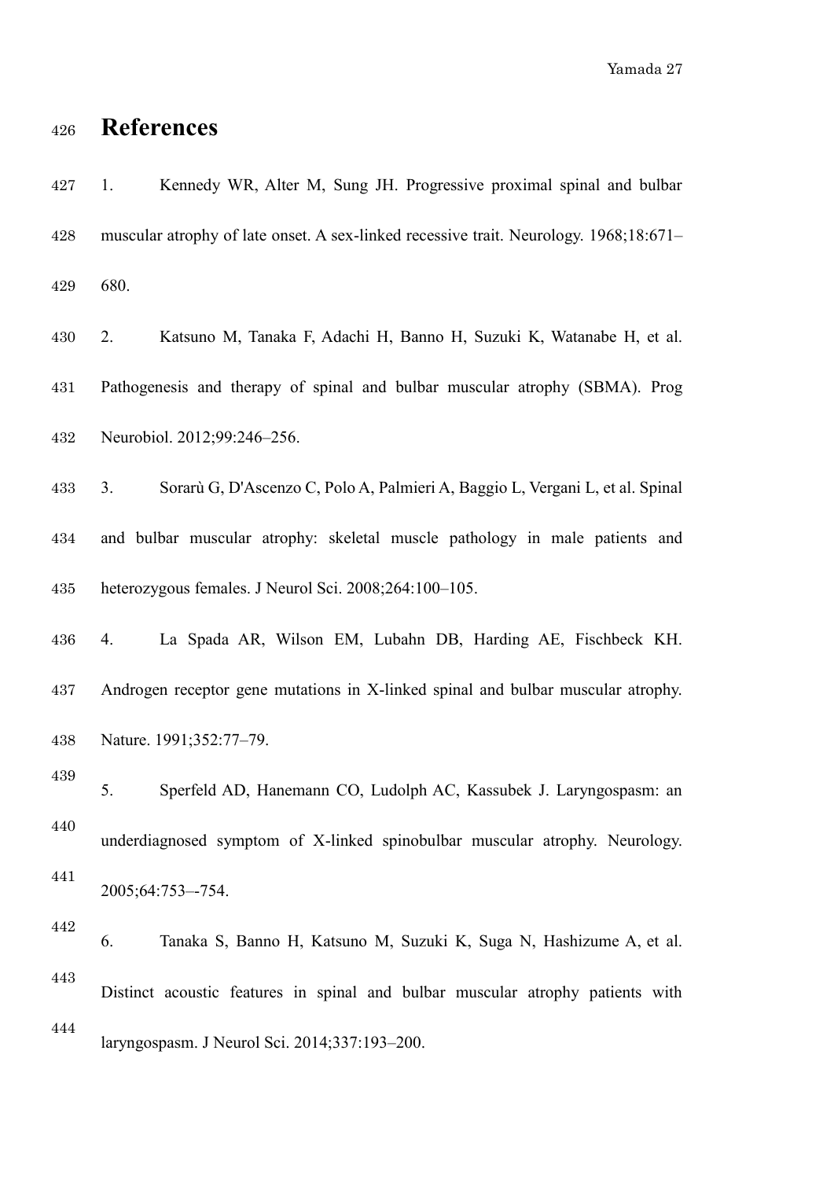# References

1. Kennedy WR, Alter M, Sung JH. Progressive proximal spinal and bulbar muscular atrophy of late onset. A sex-linked recessive trait. Neurology. 1968;18:671–680.

2. Katsuno M, Tanaka F, Adachi H, Banno H, Suzuki K, Watanabe H, et al. Pathogenesis and therapy of spinal and bulbar muscular atrophy (SBMA). Prog Neurobiol. 2012;99:246–256.

3. Sorarù G, D'Ascenzo C, Polo A, Palmieri A, Baggio L, Vergani L, et al. Spinal and bulbar muscular atrophy: skeletal muscle pathology in male patients and heterozygous females. J Neurol Sci. 2008;264:100–105.

4. La Spada AR, Wilson EM, Lubahn DB, Harding AE, Fischbeck KH. Androgen receptor gene mutations in X-linked spinal and bulbar muscular atrophy. Nature. 1991;352:77–79.

5. Sperfeld AD, Hanemann CO, Ludolph AC, Kassubek J. Laryngospasm: an underdiagnosed symptom of X-linked spinobulbar muscular atrophy. Neurology. 2005;64:753–-754.

6. Tanaka S, Banno H, Katsuno M, Suzuki K, Suga N, Hashizume A, et al. Distinct acoustic features in spinal and bulbar muscular atrophy patients with laryngospasm. J Neurol Sci. 2014;337:193–200.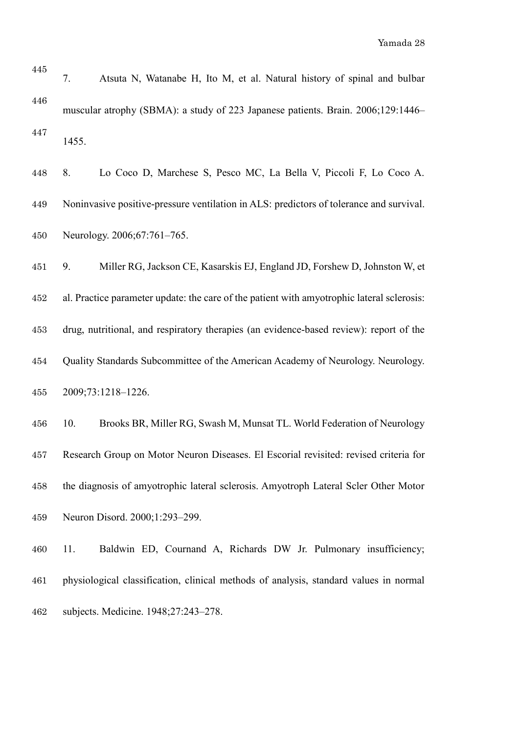7. Atsuta N, Watanabe H, Ito M, et al. Natural history of spinal and bulbar muscular atrophy (SBMA): a study of 223 Japanese patients. Brain. 2006;129:1446–1455.

8. Lo Coco D, Marchese S, Pesco MC, La Bella V, Piccoli F, Lo Coco A. Noninvasive positive-pressure ventilation in ALS: predictors of tolerance and survival. Neurology. 2006;67:761–765.

9. Miller RG, Jackson CE, Kasarskis EJ, England JD, Forshew D, Johnston W, et al. Practice parameter update: the care of the patient with amyotrophic lateral sclerosis: drug, nutritional, and respiratory therapies (an evidence-based review): report of the Quality Standards Subcommittee of the American Academy of Neurology. Neurology. 2009;73:1218–1226.

10. Brooks BR, Miller RG, Swash M, Munsat TL. World Federation of Neurology Research Group on Motor Neuron Diseases. El Escorial revisited: revised criteria for the diagnosis of amyotrophic lateral sclerosis. Amyotroph Lateral Scler Other Motor Neuron Disord. 2000;1:293–299.

11. Baldwin ED, Cournand A, Richards DW Jr. Pulmonary insufficiency; physiological classification, clinical methods of analysis, standard values in normal subjects. Medicine. 1948;27:243–278.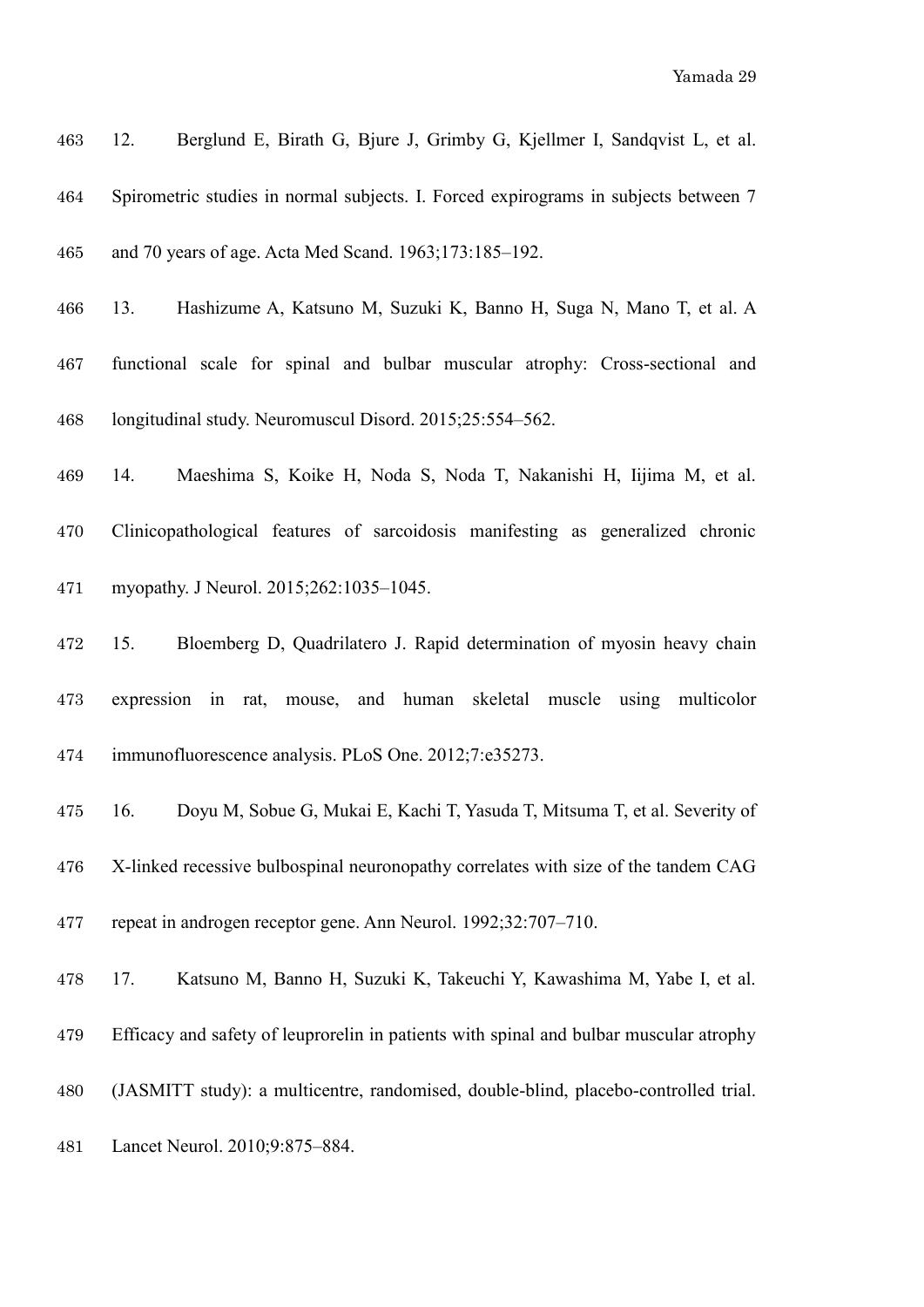12. Berglund E, Birath G, Bjure J, Grimby G, Kjellmer I, Sandqvist L, et al. Spirometric studies in normal subjects. I. Forced expirograms in subjects between 7 and 70 years of age. Acta Med Scand. 1963;173:185–192.

13. Hashizume A, Katsuno M, Suzuki K, Banno H, Suga N, Mano T, et al. A functional scale for spinal and bulbar muscular atrophy: Cross-sectional and longitudinal study. Neuromuscul Disord. 2015;25:554–562.

14. Maeshima S, Koike H, Noda S, Noda T, Nakanishi H, Iijima M, et al. Clinicopathological features of sarcoidosis manifesting as generalized chronic myopathy. J Neurol. 2015;262:1035–1045.

15. Bloemberg D, Quadrilatero J. Rapid determination of myosin heavy chain expression in rat, mouse, and human skeletal muscle using multicolor immunofluorescence analysis. PLoS One. 2012;7:e35273.

16. Doyu M, Sobue G, Mukai E, Kachi T, Yasuda T, Mitsuma T, et al. Severity of X-linked recessive bulbospinal neuronopathy correlates with size of the tandem CAG repeat in androgen receptor gene. Ann Neurol. 1992;32:707–710.

17. Katsuno M, Banno H, Suzuki K, Takeuchi Y, Kawashima M, Yabe I, et al. Efficacy and safety of leuprorelin in patients with spinal and bulbar muscular atrophy (JASMITT study): a multicentre, randomised, double-blind, placebo-controlled trial. Lancet Neurol. 2010;9:875–884.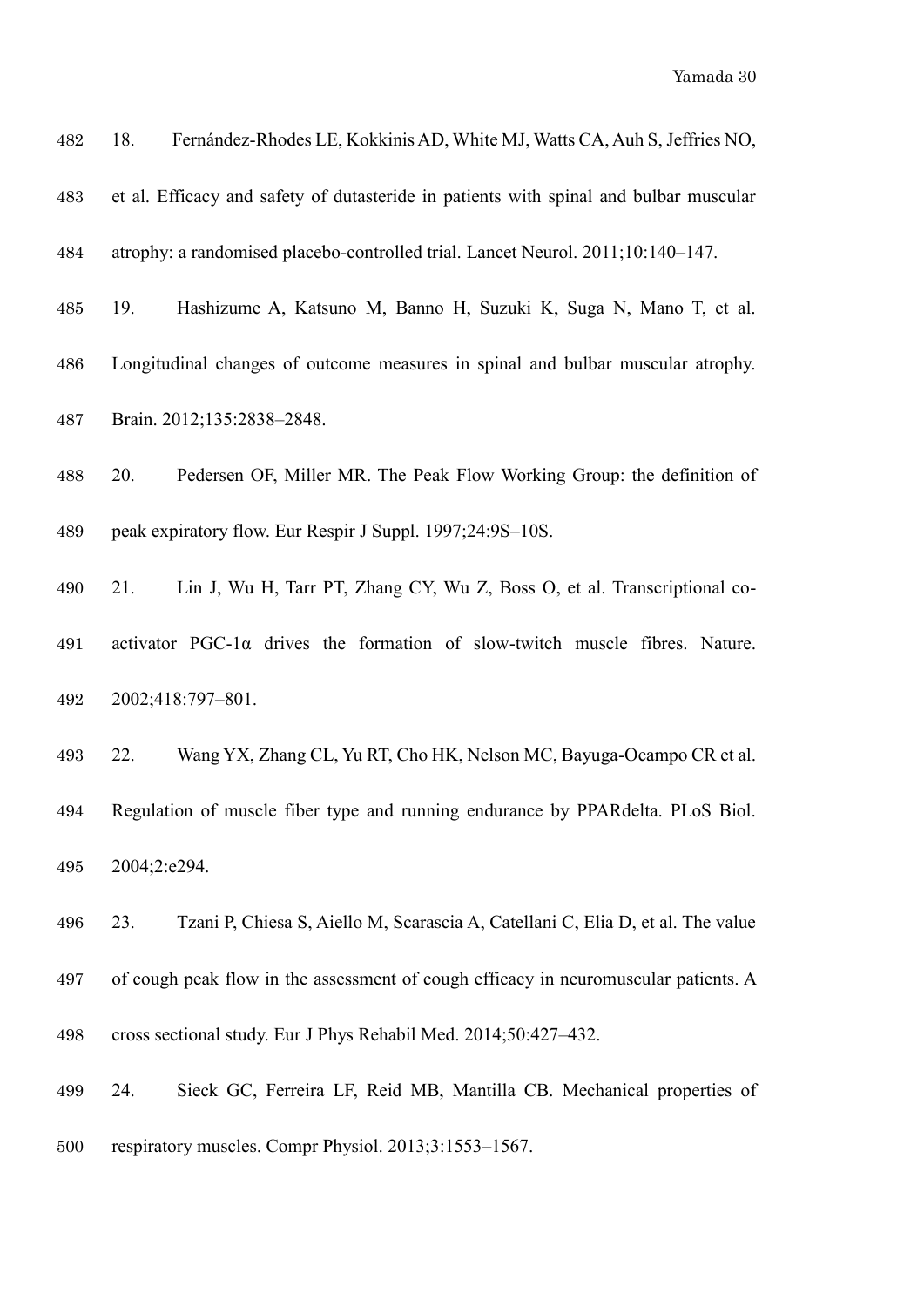18. Fernández-Rhodes LE, Kokkinis AD, White MJ, Watts CA, Auh S, Jeffries NO, et al. Efficacy and safety of dutasteride in patients with spinal and bulbar muscular atrophy: a randomised placebo-controlled trial. Lancet Neurol. 2011;10:140–147.

19. Hashizume A, Katsuno M, Banno H, Suzuki K, Suga N, Mano T, et al. Longitudinal changes of outcome measures in spinal and bulbar muscular atrophy. Brain. 2012;135:2838–2848.

20. Pedersen OF, Miller MR. The Peak Flow Working Group: the definition of peak expiratory flow. Eur Respir J Suppl. 1997;24:9S–10S.

21. Lin J, Wu H, Tarr PT, Zhang CY, Wu Z, Boss O, et al. Transcriptional co-activator PGC-1α drives the formation of slow-twitch muscle fibres. Nature. 2002;418:797–801.

22. Wang YX, Zhang CL, Yu RT, Cho HK, Nelson MC, Bayuga-Ocampo CR et al. Regulation of muscle fiber type and running endurance by PPARdelta. PLoS Biol. 2004;2:e294.

23. Tzani P, Chiesa S, Aiello M, Scarascia A, Catellani C, Elia D, et al. The value of cough peak flow in the assessment of cough efficacy in neuromuscular patients. A cross sectional study. Eur J Phys Rehabil Med. 2014;50:427–432.

24. Sieck GC, Ferreira LF, Reid MB, Mantilla CB. Mechanical properties of respiratory muscles. Compr Physiol. 2013;3:1553–1567.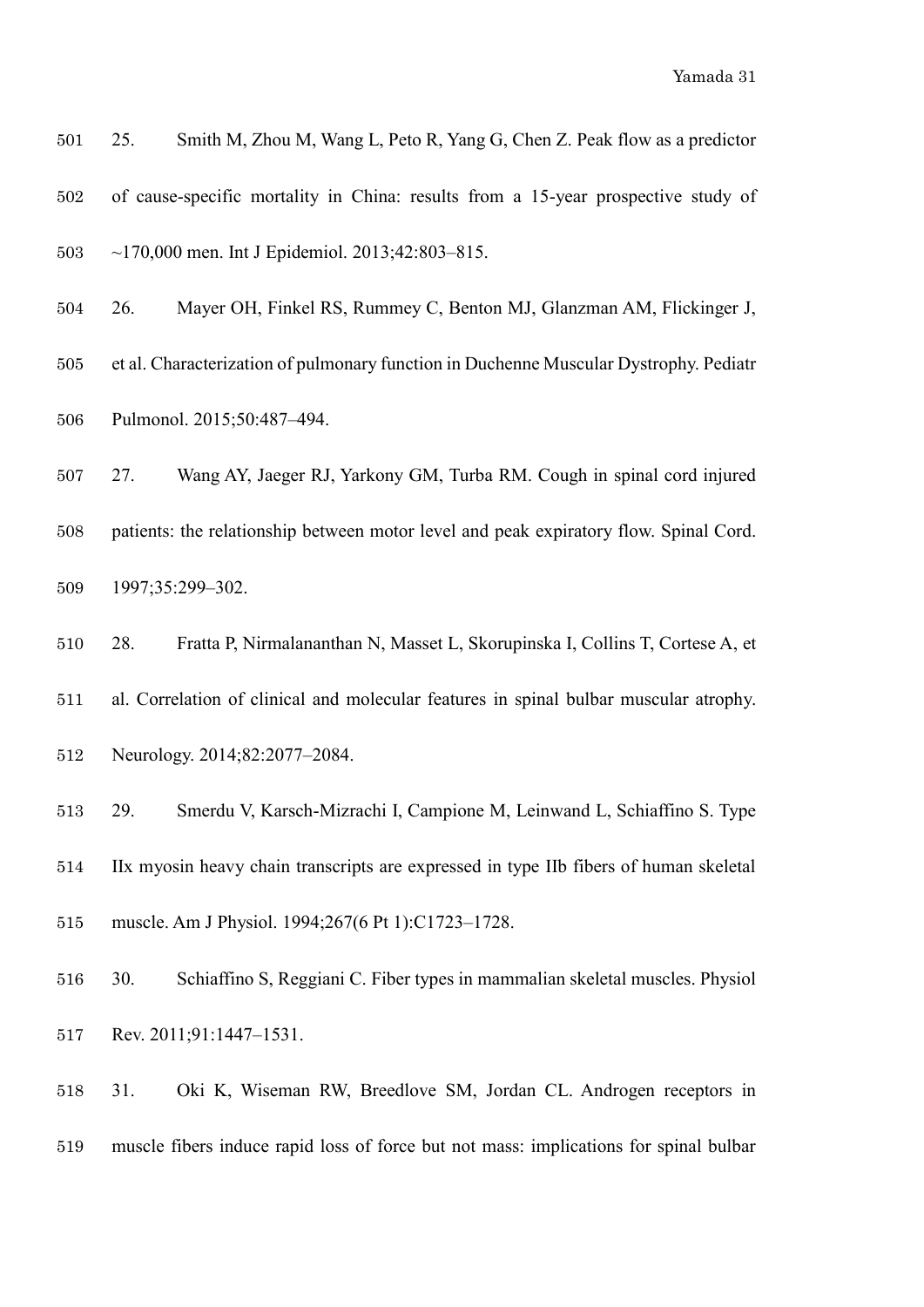25. Smith M, Zhou M, Wang L, Peto R, Yang G, Chen Z. Peak flow as a predictor of cause-specific mortality in China: results from a 15-year prospective study of ~170,000 men. Int J Epidemiol. 2013;42:803–815.

26. Mayer OH, Finkel RS, Rummey C, Benton MJ, Glanzman AM, Flickinger J, et al. Characterization of pulmonary function in Duchenne Muscular Dystrophy. Pediatr Pulmonol. 2015;50:487–494.

27. Wang AY, Jaeger RJ, Yarkony GM, Turba RM. Cough in spinal cord injured patients: the relationship between motor level and peak expiratory flow. Spinal Cord. 1997;35:299–302.

28. Fratta P, Nirmalananthan N, Masset L, Skorupinska I, Collins T, Cortese A, et al. Correlation of clinical and molecular features in spinal bulbar muscular atrophy. Neurology. 2014;82:2077–2084.

29. Smerdu V, Karsch-Mizrachi I, Campione M, Leinwand L, Schiaffino S. Type IIx myosin heavy chain transcripts are expressed in type IIb fibers of human skeletal muscle. Am J Physiol. 1994;267(6 Pt 1):C1723–1728.

30. Schiaffino S, Reggiani C. Fiber types in mammalian skeletal muscles. Physiol Rev. 2011;91:1447–1531.

31. Oki K, Wiseman RW, Breedlove SM, Jordan CL. Androgen receptors in muscle fibers induce rapid loss of force but not mass: implications for spinal bulbar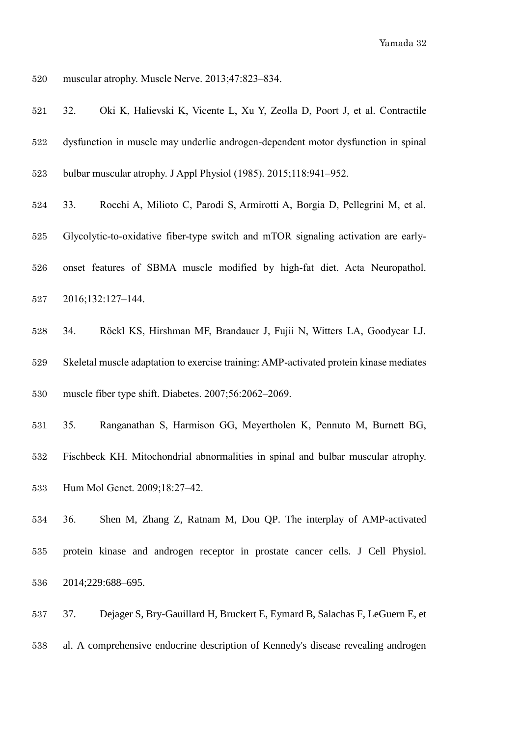muscular atrophy. Muscle Nerve. 2013;47:823–834.

32. Oki K, Halievski K, Vicente L, Xu Y, Zeolla D, Poort J, et al. Contractile dysfunction in muscle may underlie androgen-dependent motor dysfunction in spinal bulbar muscular atrophy. J Appl Physiol (1985). 2015;118:941–952.

33. Rocchi A, Milioto C, Parodi S, Armirotti A, Borgia D, Pellegrini M, et al. Glycolytic-to-oxidative fiber-type switch and mTOR signaling activation are early-onset features of SBMA muscle modified by high-fat diet. Acta Neuropathol. 2016;132:127–144.

34. Röckl KS, Hirshman MF, Brandauer J, Fujii N, Witters LA, Goodyear LJ. Skeletal muscle adaptation to exercise training: AMP-activated protein kinase mediates muscle fiber type shift. Diabetes. 2007;56:2062–2069.

35. Ranganathan S, Harmison GG, Meyertholen K, Pennuto M, Burnett BG, Fischbeck KH. Mitochondrial abnormalities in spinal and bulbar muscular atrophy. Hum Mol Genet. 2009;18:27–42.

36. Shen M, Zhang Z, Ratnam M, Dou QP. The interplay of AMP-activated protein kinase and androgen receptor in prostate cancer cells. J Cell Physiol. 2014;229:688–695.

37. Dejager S, Bry-Gauillard H, Bruckert E, Eymard B, Salachas F, LeGuern E, et al. A comprehensive endocrine description of Kennedy's disease revealing androgen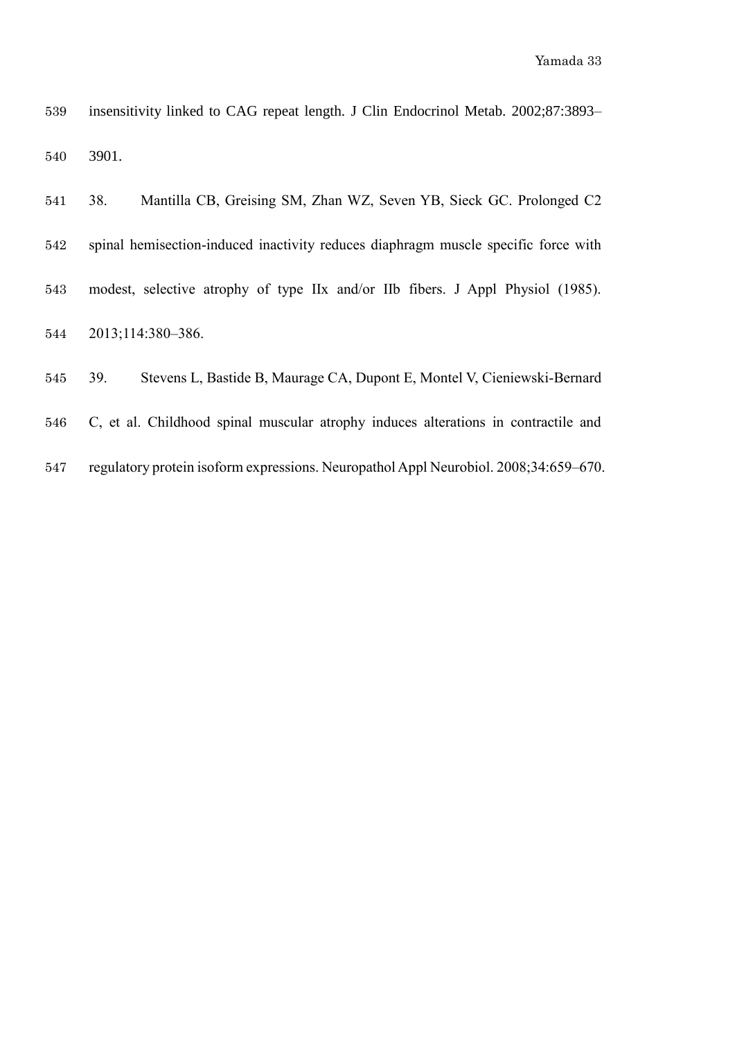insensitivity linked to CAG repeat length. J Clin Endocrinol Metab. 2002;87:3893–3901.

38. Mantilla CB, Greising SM, Zhan WZ, Seven YB, Sieck GC. Prolonged C2 spinal hemisection-induced inactivity reduces diaphragm muscle specific force with modest, selective atrophy of type IIx and/or IIb fibers. J Appl Physiol (1985). 2013;114:380–386.

39. Stevens L, Bastide B, Maurage CA, Dupont E, Montel V, Cieniewski-Bernard C, et al. Childhood spinal muscular atrophy induces alterations in contractile and regulatory protein isoform expressions. Neuropathol Appl Neurobiol. 2008;34:659–670.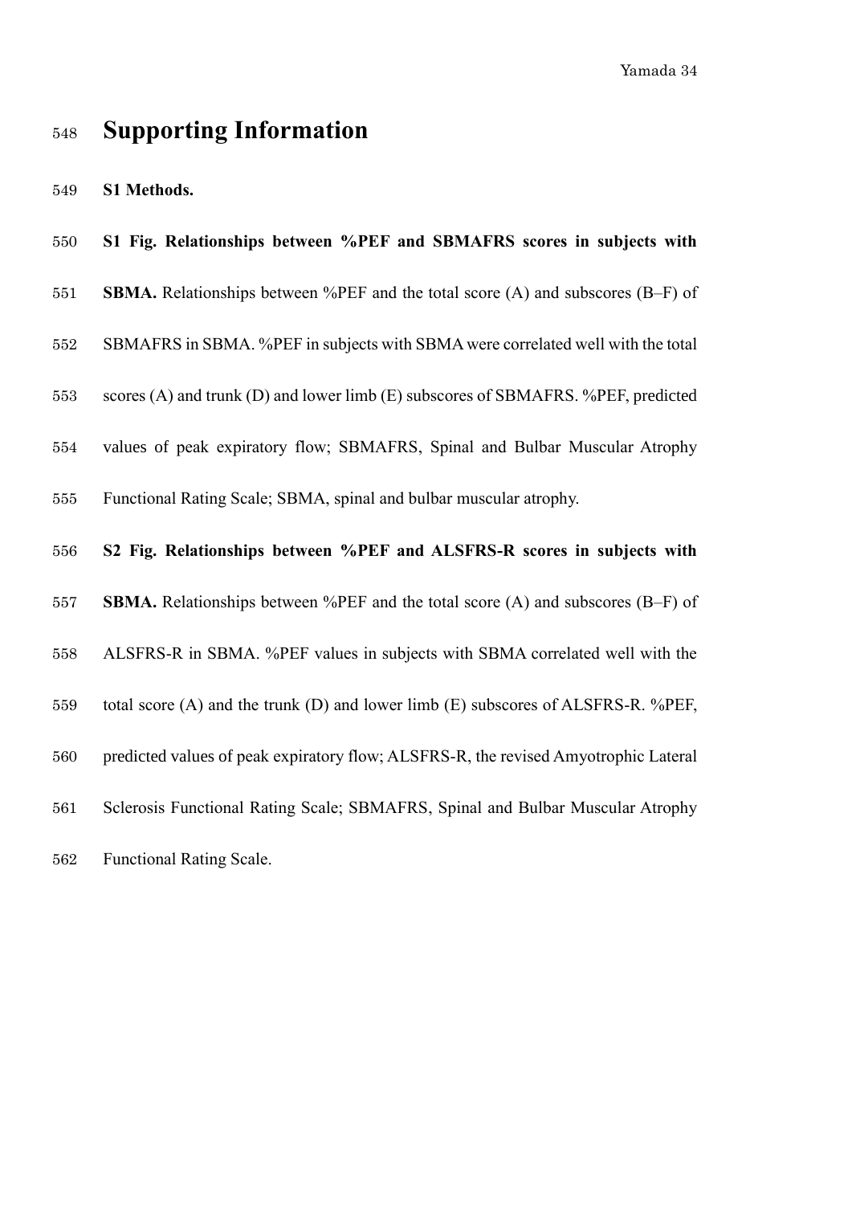# Supporting Information

**S1 Methods.**

**S1 Fig. Relationships between %PEF and SBMAFRS scores in subjects with SBMA.** Relationships between %PEF and the total score (A) and subscores (B–F) of SBMAFRS in SBMA. %PEF in subjects with SBMA were correlated well with the total scores (A) and trunk (D) and lower limb (E) subscores of SBMAFRS. %PEF, predicted values of peak expiratory flow; SBMAFRS, Spinal and Bulbar Muscular Atrophy Functional Rating Scale; SBMA, spinal and bulbar muscular atrophy.

**S2 Fig. Relationships between %PEF and ALSFRS-R scores in subjects with SBMA.** Relationships between %PEF and the total score (A) and subscores (B–F) of ALSFRS-R in SBMA. %PEF values in subjects with SBMA correlated well with the total score (A) and the trunk (D) and lower limb (E) subscores of ALSFRS-R. %PEF, predicted values of peak expiratory flow; ALSFRS-R, the revised Amyotrophic Lateral Sclerosis Functional Rating Scale; SBMAFRS, Spinal and Bulbar Muscular Atrophy Functional Rating Scale.